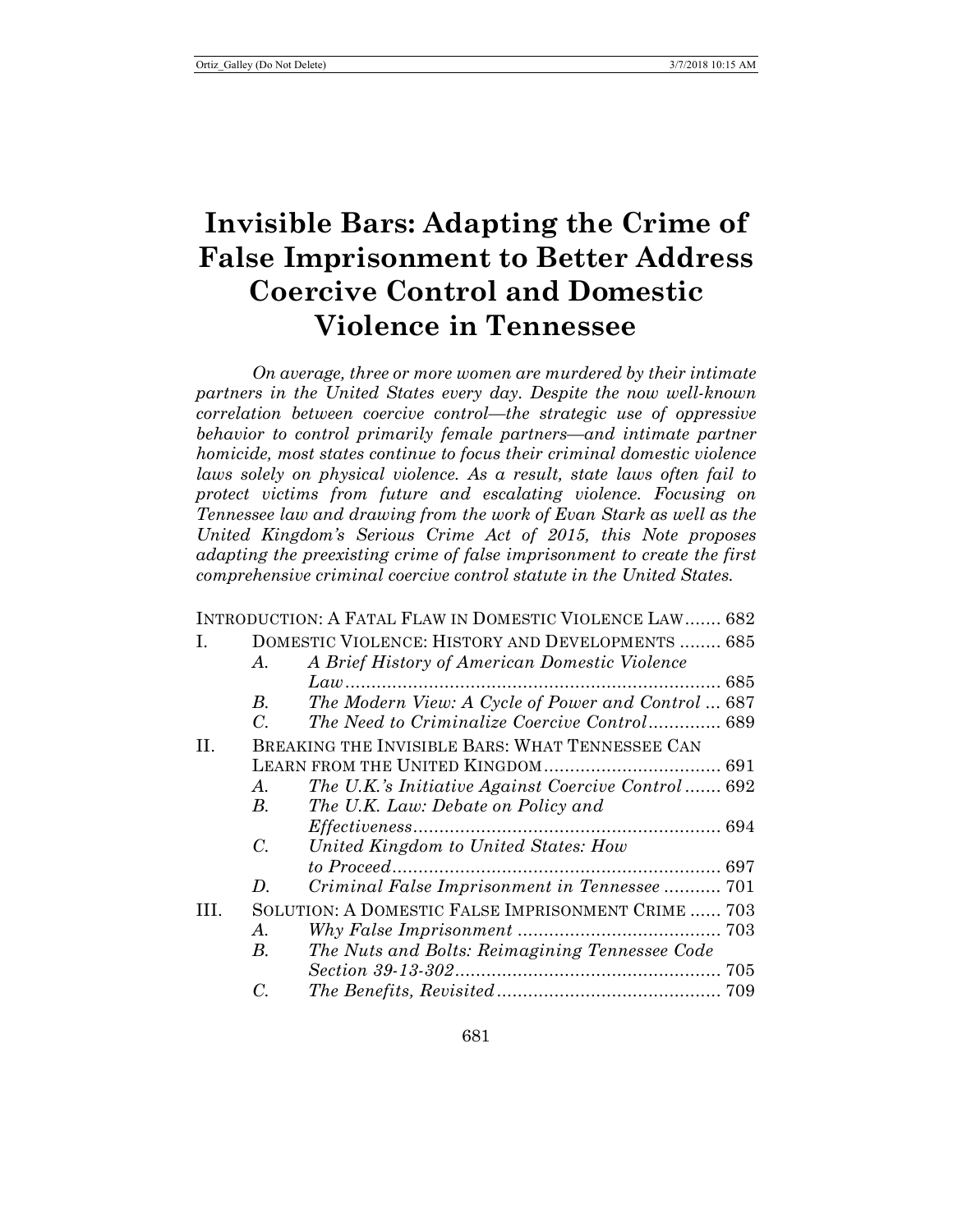# Invisible Bars: Adapting the Crime of False Imprisonment to Better Address Coercive Control and Domestic Violence in Tennessee

*On average, three or more women are murdered by their intimate partners in the United States every day. Despite the now well-known correlation between coercive control—the strategic use of oppressive behavior to control primarily female partners—and intimate partner homicide, most states continue to focus their criminal domestic violence laws solely on physical violence. As a result, state laws often fail to protect victims from future and escalating violence. Focusing on Tennessee law and drawing from the work of Evan Stark as well as the United Kingdom's Serious Crime Act of 2015, this Note proposes adapting the preexisting crime of false imprisonment to create the first comprehensive criminal coercive control statute in the United States.*

| | | | |
|---|---|---|---|
| INTRODUCTION: A FATAL FLAW IN DOMESTIC VIOLENCE LAW | | | 682 |
| I. | DOMESTIC VIOLENCE: HISTORY AND DEVELOPMENTS | | 685 |
| | *A.* | *A Brief History of American Domestic Violence Law* | 685 |
| | *B.* | *The Modern View: A Cycle of Power and Control* | 687 |
| | *C.* | *The Need to Criminalize Coercive Control* | 689 |
| II. | BREAKING THE INVISIBLE BARS: WHAT TENNESSEE CAN LEARN FROM THE UNITED KINGDOM | | 691 |
| | *A.* | *The U.K.'s Initiative Against Coercive Control* | 692 |
| | *B.* | *The U.K. Law: Debate on Policy and Effectiveness* | 694 |
| | *C.* | *United Kingdom to United States: How to Proceed* | 697 |
| | *D.* | *Criminal False Imprisonment in Tennessee* | 701 |
| III. | SOLUTION: A DOMESTIC FALSE IMPRISONMENT CRIME | | 703 |
| | *A.* | *Why False Imprisonment* | 703 |
| | *B.* | *The Nuts and Bolts: Reimagining Tennessee Code Section 39-13-302* | 705 |
| | *C.* | *The Benefits, Revisited* | 709 |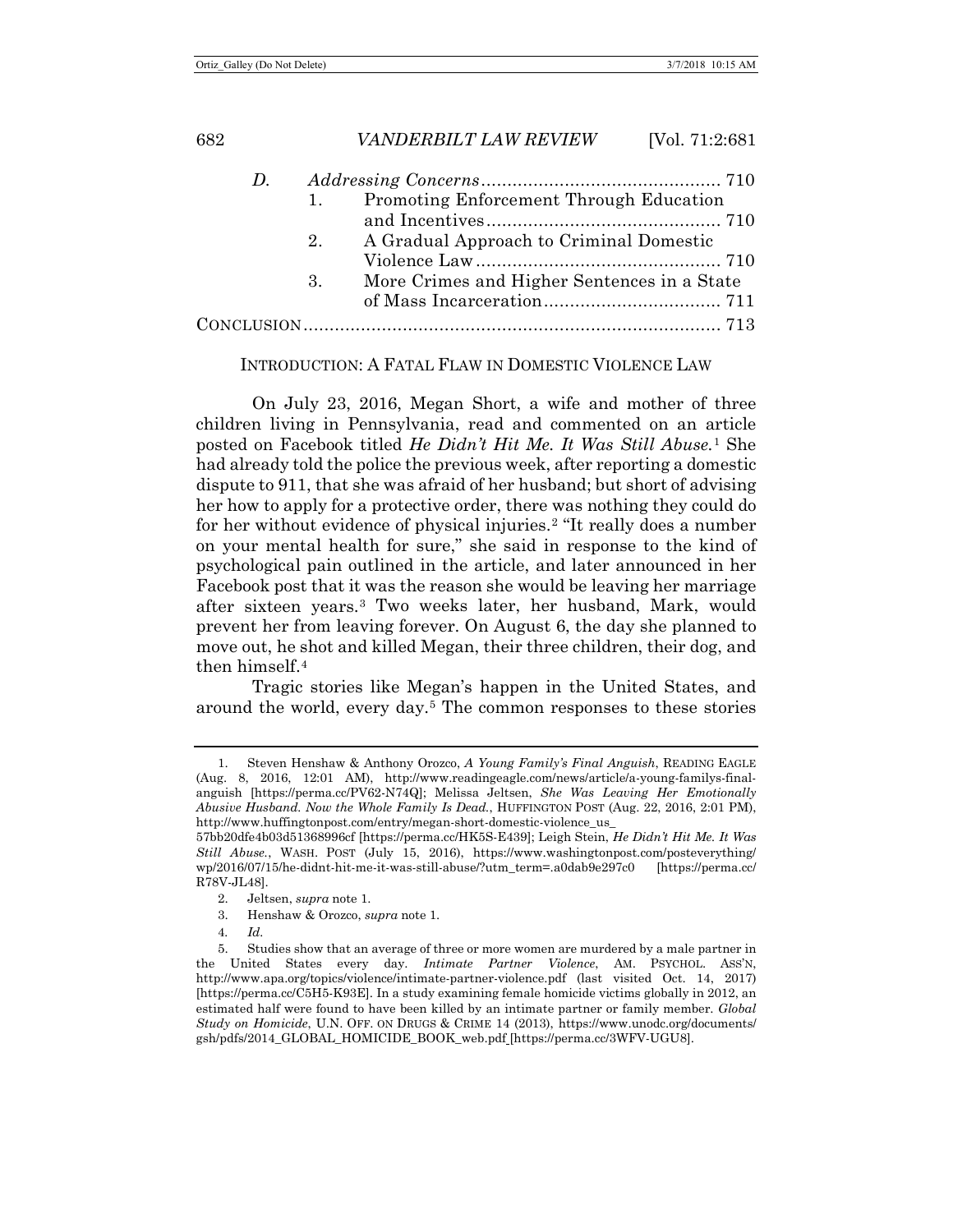*D. Addressing Concerns* .............................................. 710

1. Promoting Enforcement Through Education and Incentives .............................................. 710
2. A Gradual Approach to Criminal Domestic Violence Law .............................................. 710
3. More Crimes and Higher Sentences in a State of Mass Incarceration .................................. 711

CONCLUSION ................................................................................ 713

## INTRODUCTION: A FATAL FLAW IN DOMESTIC VIOLENCE LAW

On July 23, 2016, Megan Short, a wife and mother of three children living in Pennsylvania, read and commented on an article posted on Facebook titled *He Didn't Hit Me. It Was Still Abuse.*[1] She had already told the police the previous week, after reporting a domestic dispute to 911, that she was afraid of her husband; but short of advising her how to apply for a protective order, there was nothing they could do for her without evidence of physical injuries.[2] "It really does a number on your mental health for sure," she said in response to the kind of psychological pain outlined in the article, and later announced in her Facebook post that it was the reason she would be leaving her marriage after sixteen years.[3] Two weeks later, her husband, Mark, would prevent her from leaving forever. On August 6, the day she planned to move out, he shot and killed Megan, their three children, their dog, and then himself.[4]

Tragic stories like Megan's happen in the United States, and around the world, every day.[5] The common responses to these stories

---

1. Steven Henshaw & Anthony Orozco, *A Young Family's Final Anguish*, READING EAGLE (Aug. 8, 2016, 12:01 AM), http://www.readingeagle.com/news/article/a-young-familys-final-anguish [https://perma.cc/PV62-N74Q]; Melissa Jeltsen, *She Was Leaving Her Emotionally Abusive Husband. Now the Whole Family Is Dead.*, HUFFINGTON POST (Aug. 22, 2016, 2:01 PM), http://www.huffingtonpost.com/entry/megan-short-domestic-violence_us_57bb20dfe4b03d51368996cf [https://perma.cc/HK5S-E439]; Leigh Stein, *He Didn't Hit Me. It Was Still Abuse.*, WASH. POST (July 15, 2016), https://www.washingtonpost.com/posteverything/wp/2016/07/15/he-didnt-hit-me-it-was-still-abuse/?utm_term=.a0dab9e297c0 [https://perma.cc/R78V-JL48].

2. Jeltsen, *supra* note 1.

3. Henshaw & Orozco, *supra* note 1.

4. *Id.*

5. Studies show that an average of three or more women are murdered by a male partner in the United States every day. *Intimate Partner Violence*, AM. PSYCHOL. ASS'N, http://www.apa.org/topics/violence/intimate-partner-violence.pdf (last visited Oct. 14, 2017) [https://perma.cc/C5H5-K93E]. In a study examining female homicide victims globally in 2012, an estimated half were found to have been killed by an intimate partner or family member. *Global Study on Homicide*, U.N. OFF. ON DRUGS & CRIME 14 (2013), https://www.unodc.org/documents/gsh/pdfs/2014_GLOBAL_HOMICIDE_BOOK_web.pdf [https://perma.cc/3WFV-UGU8].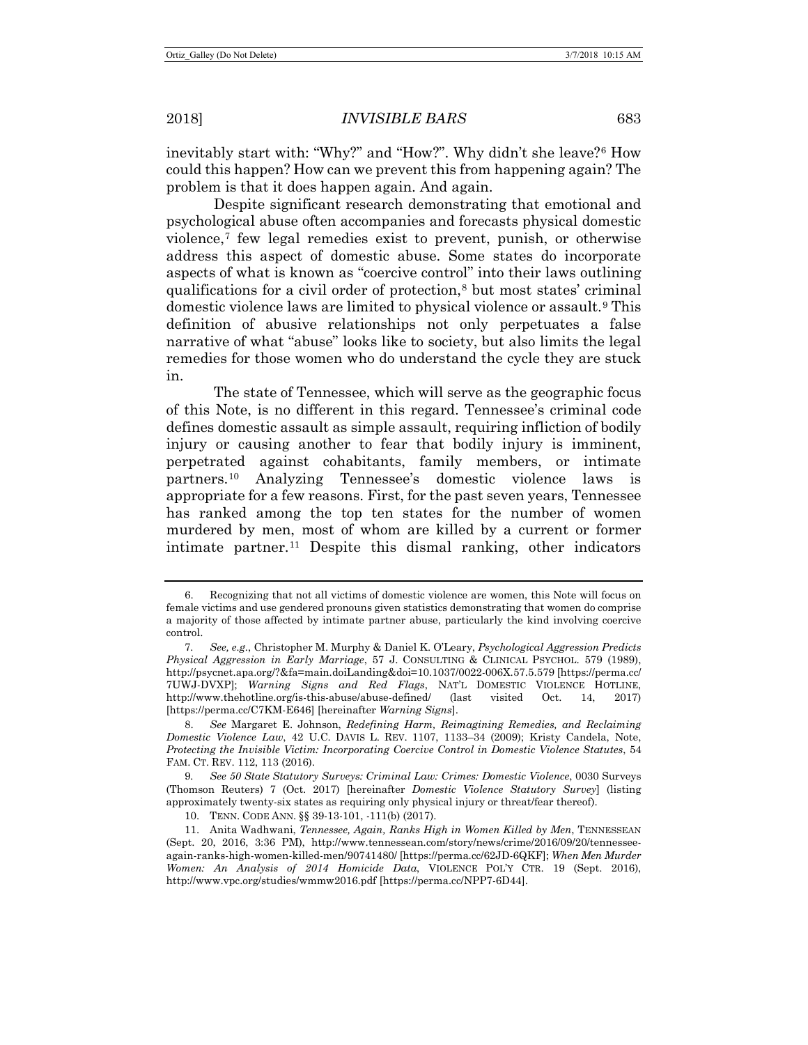inevitably start with: "Why?" and "How?". Why didn't she leave?[6] How could this happen? How can we prevent this from happening again? The problem is that it does happen again. And again.

Despite significant research demonstrating that emotional and psychological abuse often accompanies and forecasts physical domestic violence,[7] few legal remedies exist to prevent, punish, or otherwise address this aspect of domestic abuse. Some states do incorporate aspects of what is known as "coercive control" into their laws outlining qualifications for a civil order of protection,[8] but most states' criminal domestic violence laws are limited to physical violence or assault.[9] This definition of abusive relationships not only perpetuates a false narrative of what "abuse" looks like to society, but also limits the legal remedies for those women who do understand the cycle they are stuck in.

The state of Tennessee, which will serve as the geographic focus of this Note, is no different in this regard. Tennessee's criminal code defines domestic assault as simple assault, requiring infliction of bodily injury or causing another to fear that bodily injury is imminent, perpetrated against cohabitants, family members, or intimate partners.[10] Analyzing Tennessee's domestic violence laws is appropriate for a few reasons. First, for the past seven years, Tennessee has ranked among the top ten states for the number of women murdered by men, most of whom are killed by a current or former intimate partner.[11] Despite this dismal ranking, other indicators

---

6. Recognizing that not all victims of domestic violence are women, this Note will focus on female victims and use gendered pronouns given statistics demonstrating that women do comprise a majority of those affected by intimate partner abuse, particularly the kind involving coercive control.

7. *See, e.g.*, Christopher M. Murphy & Daniel K. O'Leary, *Psychological Aggression Predicts Physical Aggression in Early Marriage*, 57 J. CONSULTING & CLINICAL PSYCHOL. 579 (1989), http://psycnet.apa.org/?&fa=main.doiLanding&doi=10.1037/0022-006X.57.5.579 [https://perma.cc/7UWJ-DVXP]; *Warning Signs and Red Flags*, NAT'L DOMESTIC VIOLENCE HOTLINE, http://www.thehotline.org/is-this-abuse/abuse-defined/ (last visited Oct. 14, 2017) [https://perma.cc/C7KM-E646] [hereinafter *Warning Signs*].

8. *See* Margaret E. Johnson, *Redefining Harm, Reimagining Remedies, and Reclaiming Domestic Violence Law*, 42 U.C. DAVIS L. REV. 1107, 1133–34 (2009); Kristy Candela, Note, *Protecting the Invisible Victim: Incorporating Coercive Control in Domestic Violence Statutes*, 54 FAM. CT. REV. 112, 113 (2016).

9. *See 50 State Statutory Surveys: Criminal Law: Crimes: Domestic Violence*, 0030 Surveys (Thomson Reuters) 7 (Oct. 2017) [hereinafter *Domestic Violence Statutory Survey*] (listing approximately twenty-six states as requiring only physical injury or threat/fear thereof).

10. TENN. CODE ANN. §§ 39-13-101, -111(b) (2017).

11. Anita Wadhwani, *Tennessee, Again, Ranks High in Women Killed by Men*, TENNESSEAN (Sept. 20, 2016, 3:36 PM), http://www.tennessean.com/story/news/crime/2016/09/20/tennessee-again-ranks-high-women-killed-men/90741480/ [https://perma.cc/62JD-6QKF]; *When Men Murder Women: An Analysis of 2014 Homicide Data*, VIOLENCE POL'Y CTR. 19 (Sept. 2016), http://www.vpc.org/studies/wmmw2016.pdf [https://perma.cc/NPP7-6D44].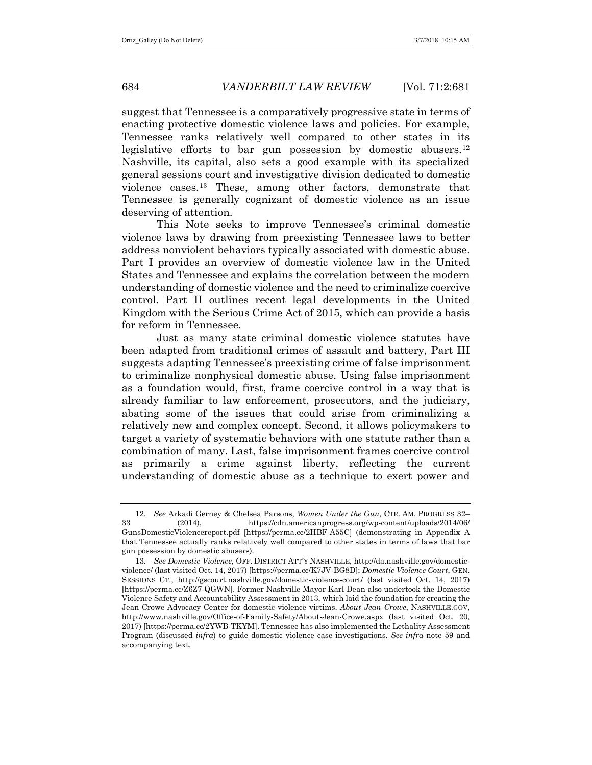suggest that Tennessee is a comparatively progressive state in terms of enacting protective domestic violence laws and policies. For example, Tennessee ranks relatively well compared to other states in its legislative efforts to bar gun possession by domestic abusers.[12] Nashville, its capital, also sets a good example with its specialized general sessions court and investigative division dedicated to domestic violence cases.[13] These, among other factors, demonstrate that Tennessee is generally cognizant of domestic violence as an issue deserving of attention.

This Note seeks to improve Tennessee's criminal domestic violence laws by drawing from preexisting Tennessee laws to better address nonviolent behaviors typically associated with domestic abuse. Part I provides an overview of domestic violence law in the United States and Tennessee and explains the correlation between the modern understanding of domestic violence and the need to criminalize coercive control. Part II outlines recent legal developments in the United Kingdom with the Serious Crime Act of 2015, which can provide a basis for reform in Tennessee.

Just as many state criminal domestic violence statutes have been adapted from traditional crimes of assault and battery, Part III suggests adapting Tennessee's preexisting crime of false imprisonment to criminalize nonphysical domestic abuse. Using false imprisonment as a foundation would, first, frame coercive control in a way that is already familiar to law enforcement, prosecutors, and the judiciary, abating some of the issues that could arise from criminalizing a relatively new and complex concept. Second, it allows policymakers to target a variety of systematic behaviors with one statute rather than a combination of many. Last, false imprisonment frames coercive control as primarily a crime against liberty, reflecting the current understanding of domestic abuse as a technique to exert power and

---

12. *See* Arkadi Gerney & Chelsea Parsons, *Women Under the Gun*, CTR. AM. PROGRESS 32–33 (2014), https://cdn.americanprogress.org/wp-content/uploads/2014/06/GunsDomesticViolencereport.pdf [https://perma.cc/2HBF-A55C] (demonstrating in Appendix A that Tennessee actually ranks relatively well compared to other states in terms of laws that bar gun possession by domestic abusers).

13. *See Domestic Violence*, OFF. DISTRICT ATT'Y NASHVILLE, http://da.nashville.gov/domestic-violence/ (last visited Oct. 14, 2017) [https://perma.cc/K7JV-BG8D]; *Domestic Violence Court*, GEN. SESSIONS CT., http://gscourt.nashville.gov/domestic-violence-court/ (last visited Oct. 14, 2017) [https://perma.cc/Z6Z7-QGWN]. Former Nashville Mayor Karl Dean also undertook the Domestic Violence Safety and Accountability Assessment in 2013, which laid the foundation for creating the Jean Crowe Advocacy Center for domestic violence victims. *About Jean Crowe*, NASHVILLE.GOV, http://www.nashville.gov/Office-of-Family-Safety/About-Jean-Crowe.aspx (last visited Oct. 20, 2017) [https://perma.cc/2YWB-TKYM]. Tennessee has also implemented the Lethality Assessment Program (discussed *infra*) to guide domestic violence case investigations. *See infra* note 59 and accompanying text.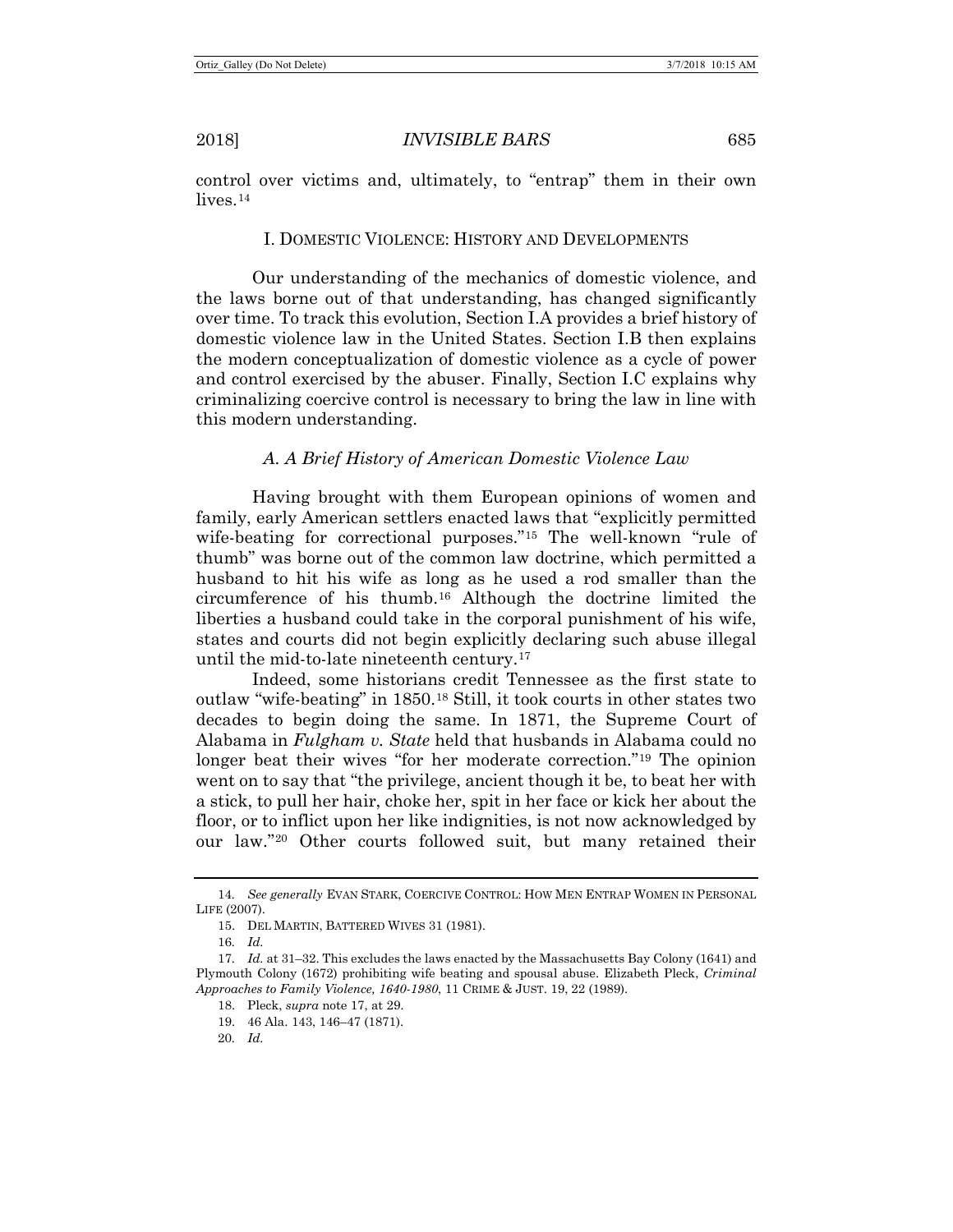control over victims and, ultimately, to "entrap" them in their own lives.[14]

## I. DOMESTIC VIOLENCE: HISTORY AND DEVELOPMENTS

Our understanding of the mechanics of domestic violence, and the laws borne out of that understanding, has changed significantly over time. To track this evolution, Section I.A provides a brief history of domestic violence law in the United States. Section I.B then explains the modern conceptualization of domestic violence as a cycle of power and control exercised by the abuser. Finally, Section I.C explains why criminalizing coercive control is necessary to bring the law in line with this modern understanding.

### *A. A Brief History of American Domestic Violence Law*

Having brought with them European opinions of women and family, early American settlers enacted laws that "explicitly permitted wife-beating for correctional purposes."[15] The well-known "rule of thumb" was borne out of the common law doctrine, which permitted a husband to hit his wife as long as he used a rod smaller than the circumference of his thumb.[16] Although the doctrine limited the liberties a husband could take in the corporal punishment of his wife, states and courts did not begin explicitly declaring such abuse illegal until the mid-to-late nineteenth century.[17]

Indeed, some historians credit Tennessee as the first state to outlaw "wife-beating" in 1850.[18] Still, it took courts in other states two decades to begin doing the same. In 1871, the Supreme Court of Alabama in *Fulgham v. State* held that husbands in Alabama could no longer beat their wives "for her moderate correction."[19] The opinion went on to say that "the privilege, ancient though it be, to beat her with a stick, to pull her hair, choke her, spit in her face or kick her about the floor, or to inflict upon her like indignities, is not now acknowledged by our law."[20] Other courts followed suit, but many retained their

---

14. *See generally* EVAN STARK, COERCIVE CONTROL: HOW MEN ENTRAP WOMEN IN PERSONAL LIFE (2007).

15. DEL MARTIN, BATTERED WIVES 31 (1981).

16. *Id.*

17. *Id.* at 31–32. This excludes the laws enacted by the Massachusetts Bay Colony (1641) and Plymouth Colony (1672) prohibiting wife beating and spousal abuse. Elizabeth Pleck, *Criminal Approaches to Family Violence, 1640-1980*, 11 CRIME & JUST. 19, 22 (1989).

18. Pleck, *supra* note 17, at 29.

19. 46 Ala. 143, 146–47 (1871).

20. *Id.*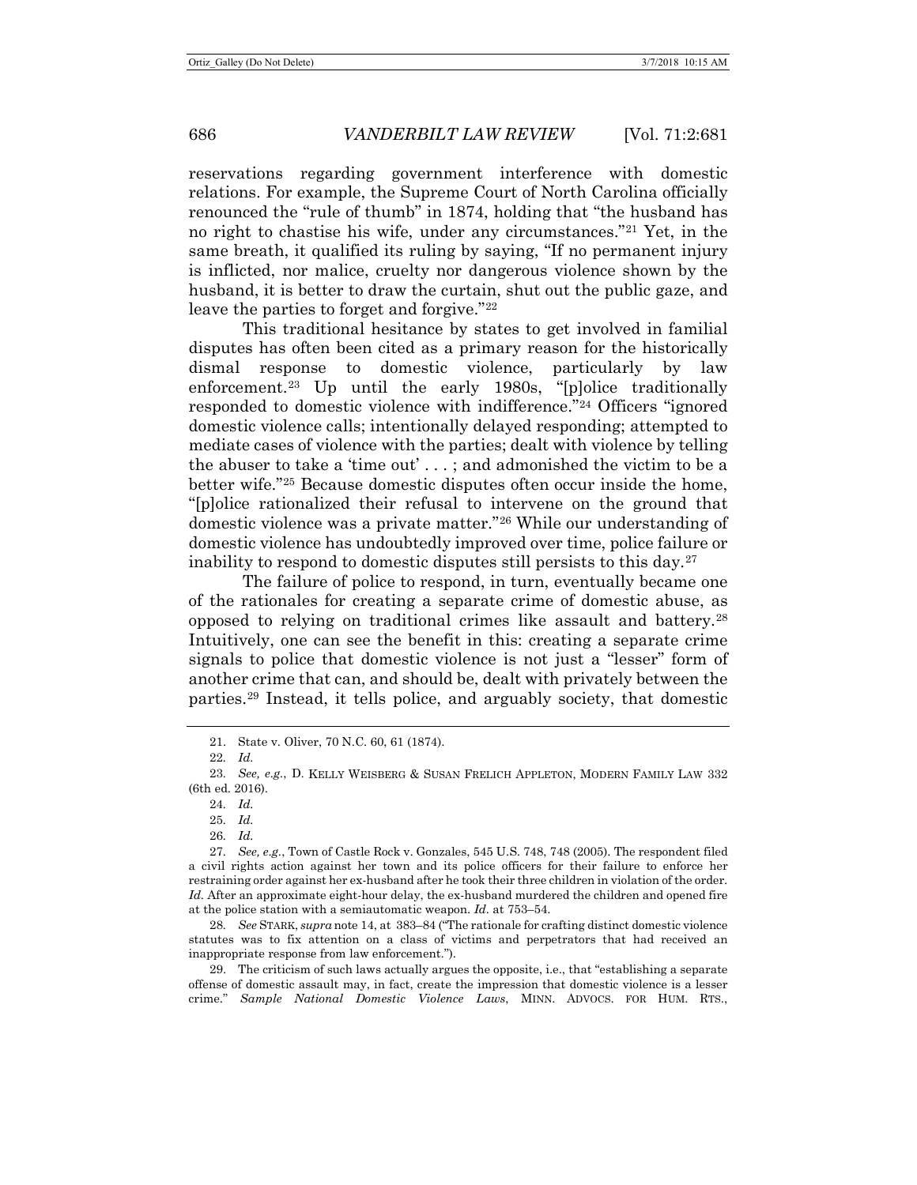reservations regarding government interference with domestic relations. For example, the Supreme Court of North Carolina officially renounced the "rule of thumb" in 1874, holding that "the husband has no right to chastise his wife, under any circumstances."[21] Yet, in the same breath, it qualified its ruling by saying, "If no permanent injury is inflicted, nor malice, cruelty nor dangerous violence shown by the husband, it is better to draw the curtain, shut out the public gaze, and leave the parties to forget and forgive."[22]

This traditional hesitance by states to get involved in familial disputes has often been cited as a primary reason for the historically dismal response to domestic violence, particularly by law enforcement.[23] Up until the early 1980s, "[p]olice traditionally responded to domestic violence with indifference."[24] Officers "ignored domestic violence calls; intentionally delayed responding; attempted to mediate cases of violence with the parties; dealt with violence by telling the abuser to take a 'time out' . . . ; and admonished the victim to be a better wife."[25] Because domestic disputes often occur inside the home, "[p]olice rationalized their refusal to intervene on the ground that domestic violence was a private matter."[26] While our understanding of domestic violence has undoubtedly improved over time, police failure or inability to respond to domestic disputes still persists to this day.[27]

The failure of police to respond, in turn, eventually became one of the rationales for creating a separate crime of domestic abuse, as opposed to relying on traditional crimes like assault and battery.[28] Intuitively, one can see the benefit in this: creating a separate crime signals to police that domestic violence is not just a "lesser" form of another crime that can, and should be, dealt with privately between the parties.[29] Instead, it tells police, and arguably society, that domestic

---

21. State v. Oliver, 70 N.C. 60, 61 (1874).

22. *Id.*

23. *See, e.g.*, D. KELLY WEISBERG & SUSAN FRELICH APPLETON, MODERN FAMILY LAW 332 (6th ed. 2016).

24. *Id.*

25. *Id.*

26. *Id.*

27. *See, e.g.*, Town of Castle Rock v. Gonzales, 545 U.S. 748, 748 (2005). The respondent filed a civil rights action against her town and its police officers for their failure to enforce her restraining order against her ex-husband after he took their three children in violation of the order. *Id.* After an approximate eight-hour delay, the ex-husband murdered the children and opened fire at the police station with a semiautomatic weapon. *Id.* at 753–54.

28. *See* STARK, *supra* note 14, at 383–84 ("The rationale for crafting distinct domestic violence statutes was to fix attention on a class of victims and perpetrators that had received an inappropriate response from law enforcement.").

29. The criticism of such laws actually argues the opposite, i.e., that "establishing a separate offense of domestic assault may, in fact, create the impression that domestic violence is a lesser crime." *Sample National Domestic Violence Laws*, MINN. ADVOCS. FOR HUM. RTS.,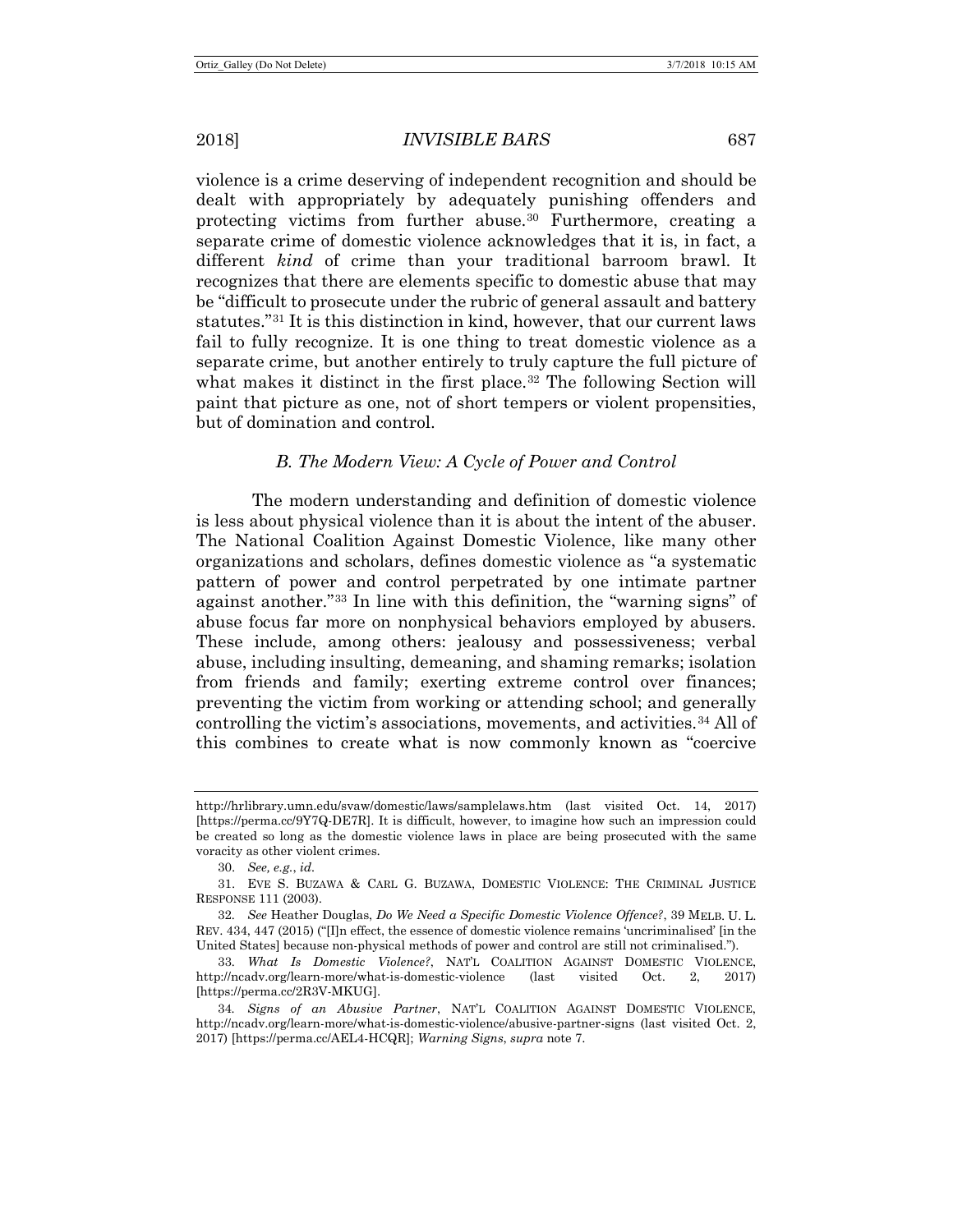violence is a crime deserving of independent recognition and should be dealt with appropriately by adequately punishing offenders and protecting victims from further abuse.[30] Furthermore, creating a separate crime of domestic violence acknowledges that it is, in fact, a different *kind* of crime than your traditional barroom brawl. It recognizes that there are elements specific to domestic abuse that may be "difficult to prosecute under the rubric of general assault and battery statutes."[31] It is this distinction in kind, however, that our current laws fail to fully recognize. It is one thing to treat domestic violence as a separate crime, but another entirely to truly capture the full picture of what makes it distinct in the first place.[32] The following Section will paint that picture as one, not of short tempers or violent propensities, but of domination and control.

### *B. The Modern View: A Cycle of Power and Control*

The modern understanding and definition of domestic violence is less about physical violence than it is about the intent of the abuser. The National Coalition Against Domestic Violence, like many other organizations and scholars, defines domestic violence as "a systematic pattern of power and control perpetrated by one intimate partner against another."[33] In line with this definition, the "warning signs" of abuse focus far more on nonphysical behaviors employed by abusers. These include, among others: jealousy and possessiveness; verbal abuse, including insulting, demeaning, and shaming remarks; isolation from friends and family; exerting extreme control over finances; preventing the victim from working or attending school; and generally controlling the victim's associations, movements, and activities.[34] All of this combines to create what is now commonly known as "coercive

---

http://hrlibrary.umn.edu/svaw/domestic/laws/samplelaws.htm (last visited Oct. 14, 2017) [https://perma.cc/9Y7Q-DE7R]. It is difficult, however, to imagine how such an impression could be created so long as the domestic violence laws in place are being prosecuted with the same voracity as other violent crimes.

30. *See, e.g.*, *id.*

31. EVE S. BUZAWA & CARL G. BUZAWA, DOMESTIC VIOLENCE: THE CRIMINAL JUSTICE RESPONSE 111 (2003).

32. *See* Heather Douglas, *Do We Need a Specific Domestic Violence Offence?*, 39 MELB. U. L. REV. 434, 447 (2015) ("[I]n effect, the essence of domestic violence remains 'uncriminalised' [in the United States] because non-physical methods of power and control are still not criminalised.").

33. *What Is Domestic Violence?*, NAT'L COALITION AGAINST DOMESTIC VIOLENCE, http://ncadv.org/learn-more/what-is-domestic-violence (last visited Oct. 2, 2017) [https://perma.cc/2R3V-MKUG].

34. *Signs of an Abusive Partner*, NAT'L COALITION AGAINST DOMESTIC VIOLENCE, http://ncadv.org/learn-more/what-is-domestic-violence/abusive-partner-signs (last visited Oct. 2, 2017) [https://perma.cc/AEL4-HCQR]; *Warning Signs*, *supra* note 7.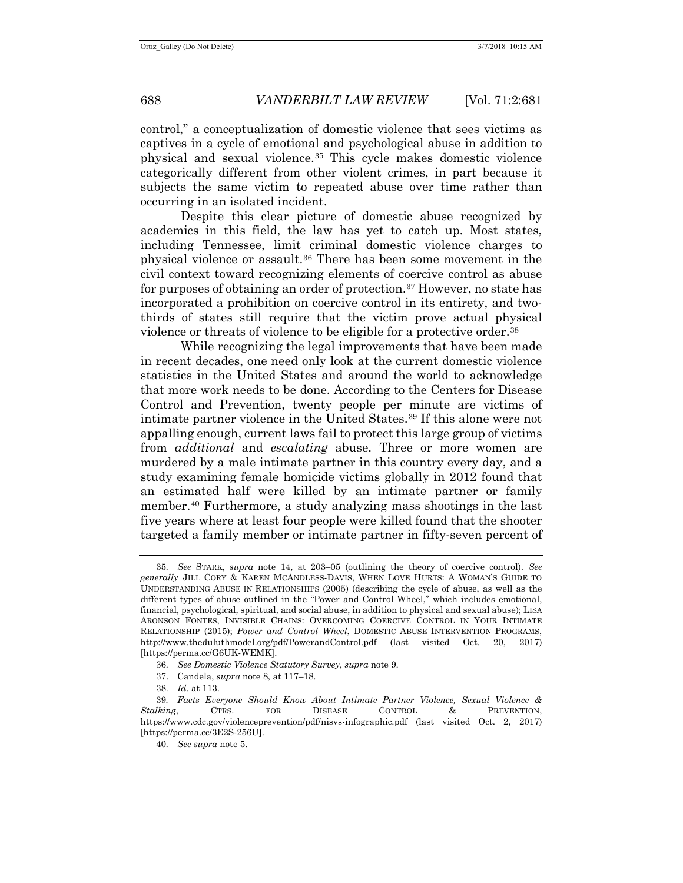control," a conceptualization of domestic violence that sees victims as captives in a cycle of emotional and psychological abuse in addition to physical and sexual violence.[35] This cycle makes domestic violence categorically different from other violent crimes, in part because it subjects the same victim to repeated abuse over time rather than occurring in an isolated incident.

Despite this clear picture of domestic abuse recognized by academics in this field, the law has yet to catch up. Most states, including Tennessee, limit criminal domestic violence charges to physical violence or assault.[36] There has been some movement in the civil context toward recognizing elements of coercive control as abuse for purposes of obtaining an order of protection.[37] However, no state has incorporated a prohibition on coercive control in its entirety, and two-thirds of states still require that the victim prove actual physical violence or threats of violence to be eligible for a protective order.[38]

While recognizing the legal improvements that have been made in recent decades, one need only look at the current domestic violence statistics in the United States and around the world to acknowledge that more work needs to be done. According to the Centers for Disease Control and Prevention, twenty people per minute are victims of intimate partner violence in the United States.[39] If this alone were not appalling enough, current laws fail to protect this large group of victims from *additional* and *escalating* abuse. Three or more women are murdered by a male intimate partner in this country every day, and a study examining female homicide victims globally in 2012 found that an estimated half were killed by an intimate partner or family member.[40] Furthermore, a study analyzing mass shootings in the last five years where at least four people were killed found that the shooter targeted a family member or intimate partner in fifty-seven percent of

---

35. *See* STARK, *supra* note 14, at 203–05 (outlining the theory of coercive control). *See generally* JILL CORY & KAREN MCANDLESS-DAVIS, WHEN LOVE HURTS: A WOMAN'S GUIDE TO UNDERSTANDING ABUSE IN RELATIONSHIPS (2005) (describing the cycle of abuse, as well as the different types of abuse outlined in the "Power and Control Wheel," which includes emotional, financial, psychological, spiritual, and social abuse, in addition to physical and sexual abuse); LISA ARONSON FONTES, INVISIBLE CHAINS: OVERCOMING COERCIVE CONTROL IN YOUR INTIMATE RELATIONSHIP (2015); *Power and Control Wheel*, DOMESTIC ABUSE INTERVENTION PROGRAMS, http://www.theduluthmodel.org/pdf/PowerandControl.pdf (last visited Oct. 20, 2017) [https://perma.cc/G6UK-WEMK].

36. *See Domestic Violence Statutory Survey*, *supra* note 9.

37. Candela, *supra* note 8, at 117–18.

38. *Id.* at 113.

39. *Facts Everyone Should Know About Intimate Partner Violence, Sexual Violence & Stalking*, CTRS. FOR DISEASE CONTROL & PREVENTION, https://www.cdc.gov/violenceprevention/pdf/nisvs-infographic.pdf (last visited Oct. 2, 2017) [https://perma.cc/3E2S-256U].

40. *See supra* note 5.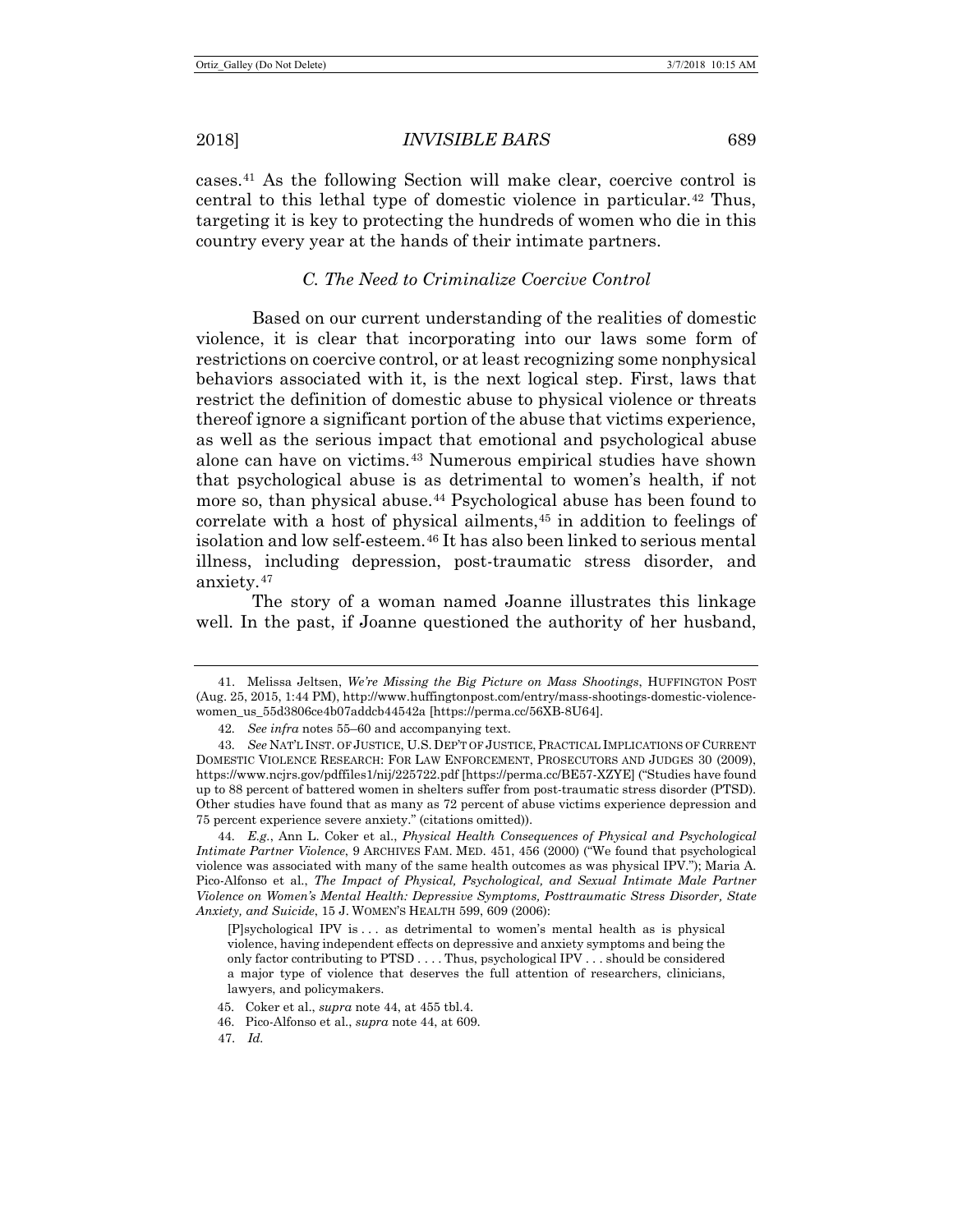cases.[41] As the following Section will make clear, coercive control is central to this lethal type of domestic violence in particular.[42] Thus, targeting it is key to protecting the hundreds of women who die in this country every year at the hands of their intimate partners.

### *C. The Need to Criminalize Coercive Control*

Based on our current understanding of the realities of domestic violence, it is clear that incorporating into our laws some form of restrictions on coercive control, or at least recognizing some nonphysical behaviors associated with it, is the next logical step. First, laws that restrict the definition of domestic abuse to physical violence or threats thereof ignore a significant portion of the abuse that victims experience, as well as the serious impact that emotional and psychological abuse alone can have on victims.[43] Numerous empirical studies have shown that psychological abuse is as detrimental to women's health, if not more so, than physical abuse.[44] Psychological abuse has been found to correlate with a host of physical ailments,[45] in addition to feelings of isolation and low self-esteem.[46] It has also been linked to serious mental illness, including depression, post-traumatic stress disorder, and anxiety.[47]

The story of a woman named Joanne illustrates this linkage well. In the past, if Joanne questioned the authority of her husband,

---

41. Melissa Jeltsen, *We're Missing the Big Picture on Mass Shootings*, HUFFINGTON POST (Aug. 25, 2015, 1:44 PM), http://www.huffingtonpost.com/entry/mass-shootings-domestic-violence-women_us_55d3806ce4b07addcb44542a [https://perma.cc/56XB-8U64].

42. *See infra* notes 55–60 and accompanying text.

43. *See* NAT'L INST. OF JUSTICE, U.S. DEP'T OF JUSTICE, PRACTICAL IMPLICATIONS OF CURRENT DOMESTIC VIOLENCE RESEARCH: FOR LAW ENFORCEMENT, PROSECUTORS AND JUDGES 30 (2009), https://www.ncjrs.gov/pdffiles1/nij/225722.pdf [https://perma.cc/BE57-XZYE] ("Studies have found up to 88 percent of battered women in shelters suffer from post-traumatic stress disorder (PTSD). Other studies have found that as many as 72 percent of abuse victims experience depression and 75 percent experience severe anxiety." (citations omitted)).

44. *E.g.*, Ann L. Coker et al., *Physical Health Consequences of Physical and Psychological Intimate Partner Violence*, 9 ARCHIVES FAM. MED. 451, 456 (2000) ("We found that psychological violence was associated with many of the same health outcomes as was physical IPV."); Maria A. Pico-Alfonso et al., *The Impact of Physical, Psychological, and Sexual Intimate Male Partner Violence on Women's Mental Health: Depressive Symptoms, Posttraumatic Stress Disorder, State Anxiety, and Suicide*, 15 J. WOMEN'S HEALTH 599, 609 (2006):

> [P]sychological IPV is . . . as detrimental to women's mental health as is physical violence, having independent effects on depressive and anxiety symptoms and being the only factor contributing to PTSD . . . . Thus, psychological IPV . . . should be considered a major type of violence that deserves the full attention of researchers, clinicians, lawyers, and policymakers.

45. Coker et al., *supra* note 44, at 455 tbl.4.

46. Pico-Alfonso et al., *supra* note 44, at 609.

47. *Id.*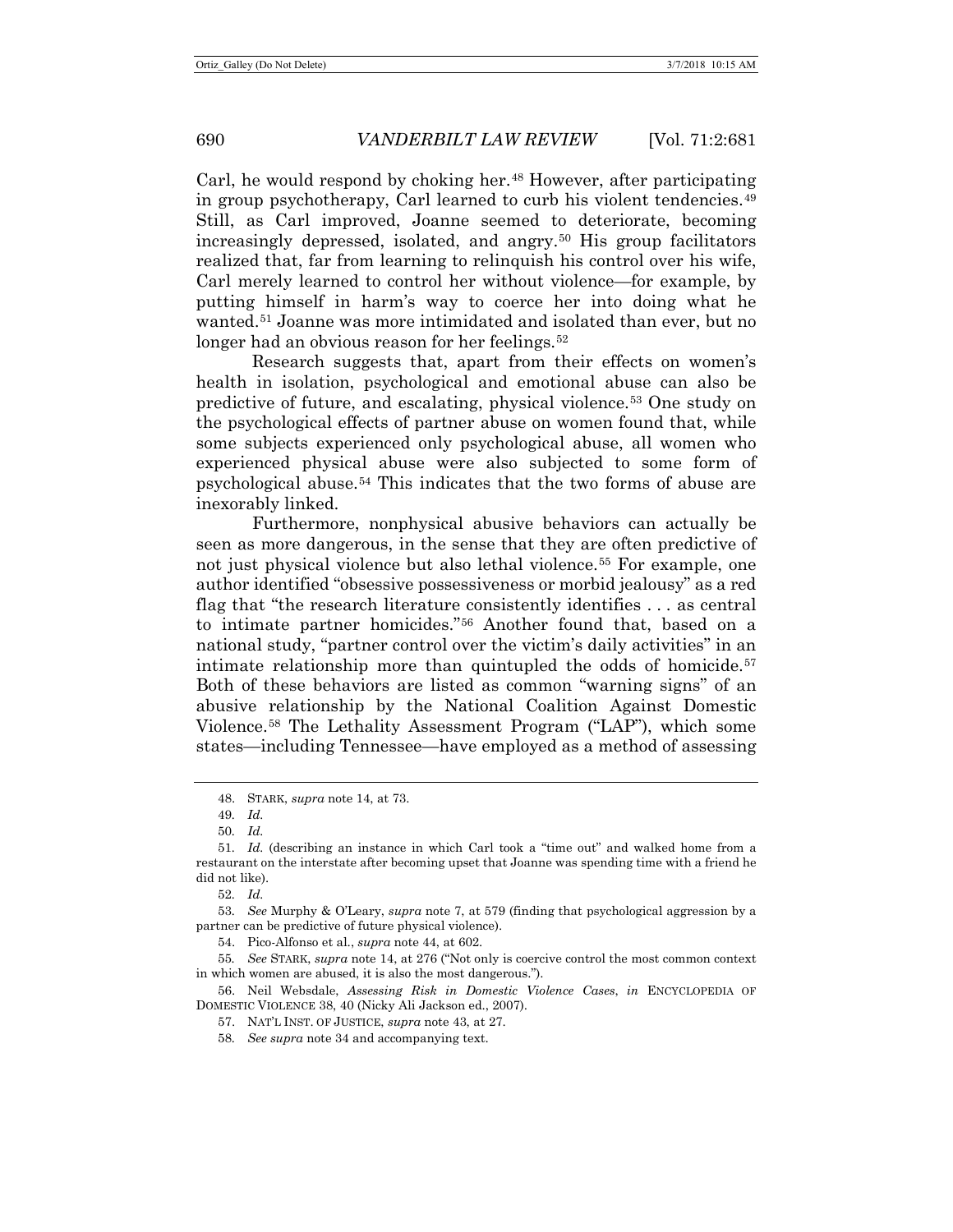Carl, he would respond by choking her.[48] However, after participating in group psychotherapy, Carl learned to curb his violent tendencies.[49] Still, as Carl improved, Joanne seemed to deteriorate, becoming increasingly depressed, isolated, and angry.[50] His group facilitators realized that, far from learning to relinquish his control over his wife, Carl merely learned to control her without violence—for example, by putting himself in harm's way to coerce her into doing what he wanted.[51] Joanne was more intimidated and isolated than ever, but no longer had an obvious reason for her feelings.[52]

Research suggests that, apart from their effects on women's health in isolation, psychological and emotional abuse can also be predictive of future, and escalating, physical violence.[53] One study on the psychological effects of partner abuse on women found that, while some subjects experienced only psychological abuse, all women who experienced physical abuse were also subjected to some form of psychological abuse.[54] This indicates that the two forms of abuse are inexorably linked.

Furthermore, nonphysical abusive behaviors can actually be seen as more dangerous, in the sense that they are often predictive of not just physical violence but also lethal violence.[55] For example, one author identified "obsessive possessiveness or morbid jealousy" as a red flag that "the research literature consistently identifies . . . as central to intimate partner homicides."[56] Another found that, based on a national study, "partner control over the victim's daily activities" in an intimate relationship more than quintupled the odds of homicide.[57] Both of these behaviors are listed as common "warning signs" of an abusive relationship by the National Coalition Against Domestic Violence.[58] The Lethality Assessment Program ("LAP"), which some states—including Tennessee—have employed as a method of assessing

---

48. STARK, *supra* note 14, at 73.

49. *Id.*

50. *Id.*

51. *Id.* (describing an instance in which Carl took a "time out" and walked home from a restaurant on the interstate after becoming upset that Joanne was spending time with a friend he did not like).

52. *Id.*

53. *See* Murphy & O'Leary, *supra* note 7, at 579 (finding that psychological aggression by a partner can be predictive of future physical violence).

54. Pico-Alfonso et al., *supra* note 44, at 602.

55. *See* STARK, *supra* note 14, at 276 ("Not only is coercive control the most common context in which women are abused, it is also the most dangerous.").

56. Neil Websdale, *Assessing Risk in Domestic Violence Cases*, *in* ENCYCLOPEDIA OF DOMESTIC VIOLENCE 38, 40 (Nicky Ali Jackson ed., 2007).

57. NAT'L INST. OF JUSTICE, *supra* note 43, at 27.

58. *See supra* note 34 and accompanying text.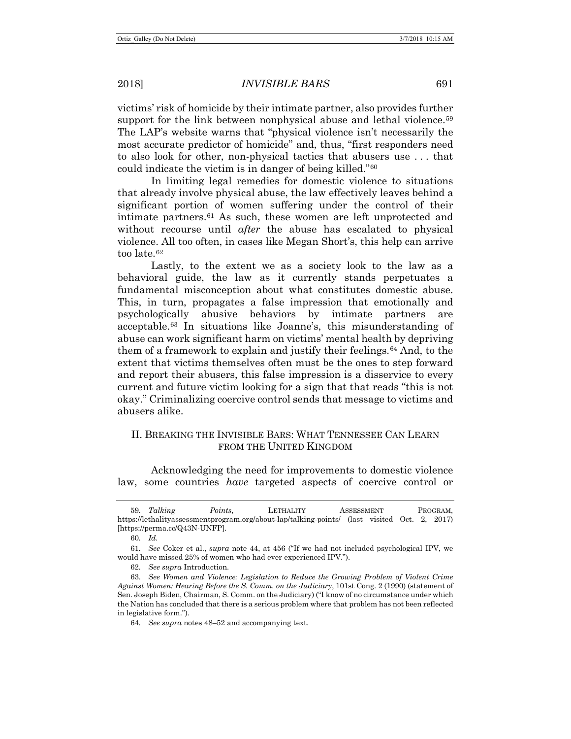victims' risk of homicide by their intimate partner, also provides further support for the link between nonphysical abuse and lethal violence.[59] The LAP's website warns that "physical violence isn't necessarily the most accurate predictor of homicide" and, thus, "first responders need to also look for other, non-physical tactics that abusers use . . . that could indicate the victim is in danger of being killed."[60]

In limiting legal remedies for domestic violence to situations that already involve physical abuse, the law effectively leaves behind a significant portion of women suffering under the control of their intimate partners.[61] As such, these women are left unprotected and without recourse until *after* the abuse has escalated to physical violence. All too often, in cases like Megan Short's, this help can arrive too late.[62]

Lastly, to the extent we as a society look to the law as a behavioral guide, the law as it currently stands perpetuates a fundamental misconception about what constitutes domestic abuse. This, in turn, propagates a false impression that emotionally and psychologically abusive behaviors by intimate partners are acceptable.[63] In situations like Joanne's, this misunderstanding of abuse can work significant harm on victims' mental health by depriving them of a framework to explain and justify their feelings.[64] And, to the extent that victims themselves often must be the ones to step forward and report their abusers, this false impression is a disservice to every current and future victim looking for a sign that that reads "this is not okay." Criminalizing coercive control sends that message to victims and abusers alike.

## II. Breaking the Invisible Bars: What Tennessee Can Learn from the United Kingdom

Acknowledging the need for improvements to domestic violence law, some countries *have* targeted aspects of coercive control or

---

59. *Talking Points*, LETHALITY ASSESSMENT PROGRAM, https://lethalityassessmentprogram.org/about-lap/talking-points/ (last visited Oct. 2, 2017) [https://perma.cc/Q43N-UNFP].

60. *Id.*

61. *See* Coker et al., *supra* note 44, at 456 ("If we had not included psychological IPV, we would have missed 25% of women who had ever experienced IPV.").

62. *See supra* Introduction.

63. *See Women and Violence: Legislation to Reduce the Growing Problem of Violent Crime Against Women: Hearing Before the S. Comm. on the Judiciary*, 101st Cong. 2 (1990) (statement of Sen. Joseph Biden, Chairman, S. Comm. on the Judiciary) ("I know of no circumstance under which the Nation has concluded that there is a serious problem where that problem has not been reflected in legislative form.").

64. *See supra* notes 48–52 and accompanying text.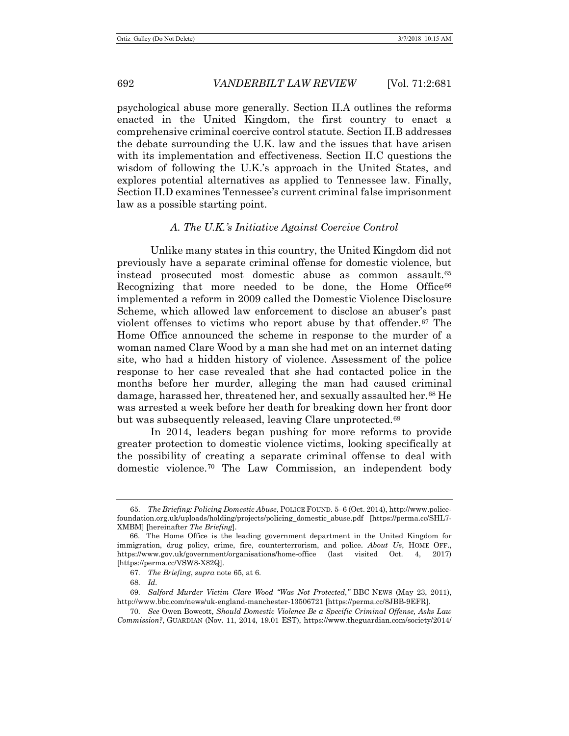psychological abuse more generally. Section II.A outlines the reforms enacted in the United Kingdom, the first country to enact a comprehensive criminal coercive control statute. Section II.B addresses the debate surrounding the U.K. law and the issues that have arisen with its implementation and effectiveness. Section II.C questions the wisdom of following the U.K.'s approach in the United States, and explores potential alternatives as applied to Tennessee law. Finally, Section II.D examines Tennessee's current criminal false imprisonment law as a possible starting point.

### *A. The U.K.'s Initiative Against Coercive Control*

Unlike many states in this country, the United Kingdom did not previously have a separate criminal offense for domestic violence, but instead prosecuted most domestic abuse as common assault.[65] Recognizing that more needed to be done, the Home Office[66] implemented a reform in 2009 called the Domestic Violence Disclosure Scheme, which allowed law enforcement to disclose an abuser's past violent offenses to victims who report abuse by that offender.[67] The Home Office announced the scheme in response to the murder of a woman named Clare Wood by a man she had met on an internet dating site, who had a hidden history of violence. Assessment of the police response to her case revealed that she had contacted police in the months before her murder, alleging the man had caused criminal damage, harassed her, threatened her, and sexually assaulted her.[68] He was arrested a week before her death for breaking down her front door but was subsequently released, leaving Clare unprotected.[69]

In 2014, leaders began pushing for more reforms to provide greater protection to domestic violence victims, looking specifically at the possibility of creating a separate criminal offense to deal with domestic violence.[70] The Law Commission, an independent body

---

65. *The Briefing: Policing Domestic Abuse*, POLICE FOUND. 5–6 (Oct. 2014), http://www.police-foundation.org.uk/uploads/holding/projects/policing_domestic_abuse.pdf [https://perma.cc/SHL7-XMBM] [hereinafter *The Briefing*].

66. The Home Office is the leading government department in the United Kingdom for immigration, drug policy, crime, fire, counterterrorism, and police. *About Us*, HOME OFF., https://www.gov.uk/government/organisations/home-office (last visited Oct. 4, 2017) [https://perma.cc/VSW8-X82Q].

67. *The Briefing*, *supra* note 65, at 6.

68. *Id.*

69. *Salford Murder Victim Clare Wood "Was Not Protected*,*"* BBC NEWS (May 23, 2011), http://www.bbc.com/news/uk-england-manchester-13506721 [https://perma.cc/8JBB-9EFR].

70. *See* Owen Bowcott, *Should Domestic Violence Be a Specific Criminal Offense, Asks Law Commission?*, GUARDIAN (Nov. 11, 2014, 19.01 EST), https://www.theguardian.com/society/2014/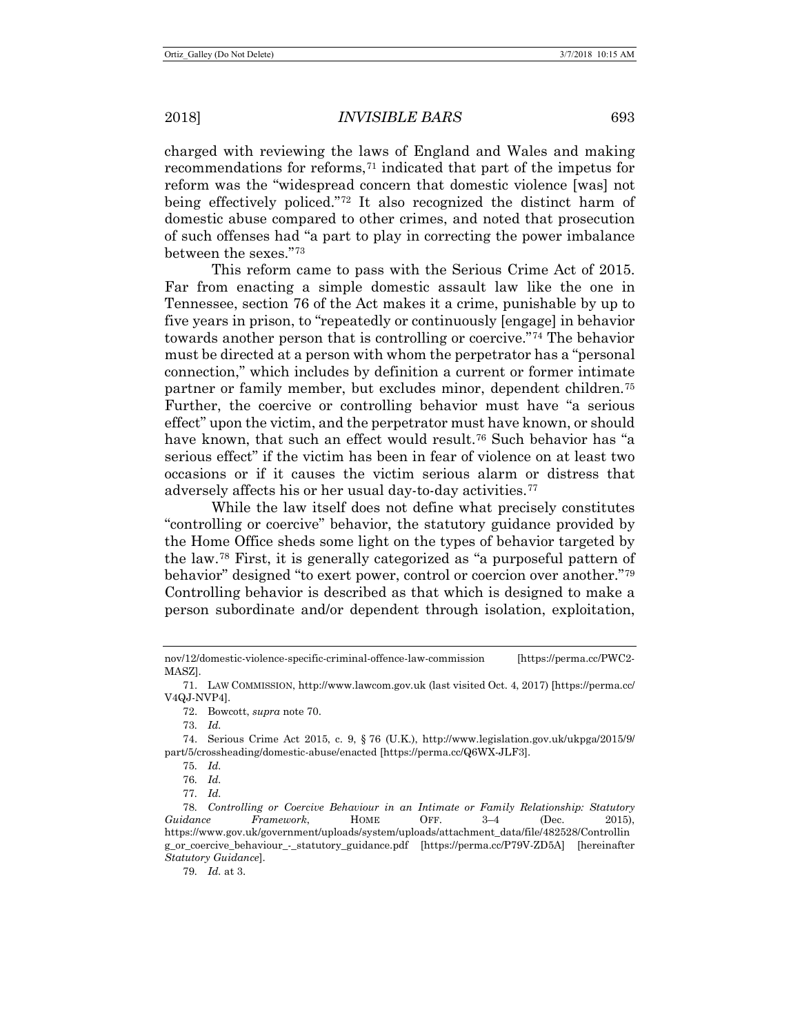charged with reviewing the laws of England and Wales and making recommendations for reforms,[71] indicated that part of the impetus for reform was the "widespread concern that domestic violence [was] not being effectively policed."[72] It also recognized the distinct harm of domestic abuse compared to other crimes, and noted that prosecution of such offenses had "a part to play in correcting the power imbalance between the sexes."[73]

This reform came to pass with the Serious Crime Act of 2015. Far from enacting a simple domestic assault law like the one in Tennessee, section 76 of the Act makes it a crime, punishable by up to five years in prison, to "repeatedly or continuously [engage] in behavior towards another person that is controlling or coercive."[74] The behavior must be directed at a person with whom the perpetrator has a "personal connection," which includes by definition a current or former intimate partner or family member, but excludes minor, dependent children.[75] Further, the coercive or controlling behavior must have "a serious effect" upon the victim, and the perpetrator must have known, or should have known, that such an effect would result.[76] Such behavior has "a serious effect" if the victim has been in fear of violence on at least two occasions or if it causes the victim serious alarm or distress that adversely affects his or her usual day-to-day activities.[77]

While the law itself does not define what precisely constitutes "controlling or coercive" behavior, the statutory guidance provided by the Home Office sheds some light on the types of behavior targeted by the law.[78] First, it is generally categorized as "a purposeful pattern of behavior" designed "to exert power, control or coercion over another."[79] Controlling behavior is described as that which is designed to make a person subordinate and/or dependent through isolation, exploitation,

---

nov/12/domestic-violence-specific-criminal-offence-law-commission [https://perma.cc/PWC2-MASZ].

71. LAW COMMISSION, http://www.lawcom.gov.uk (last visited Oct. 4, 2017) [https://perma.cc/V4QJ-NVP4].

72. Bowcott, *supra* note 70.

73. *Id.*

74. Serious Crime Act 2015, c. 9, § 76 (U.K.), http://www.legislation.gov.uk/ukpga/2015/9/part/5/crossheading/domestic-abuse/enacted [https://perma.cc/Q6WX-JLF3].

75. *Id.*

76. *Id.*

77. *Id.*

78. *Controlling or Coercive Behaviour in an Intimate or Family Relationship: Statutory Guidance Framework*, HOME OFF. 3–4 (Dec. 2015), https://www.gov.uk/government/uploads/system/uploads/attachment_data/file/482528/Controlling_or_coercive_behaviour_-_statutory_guidance.pdf [https://perma.cc/P79V-ZD5A] [hereinafter *Statutory Guidance*].

79. *Id.* at 3.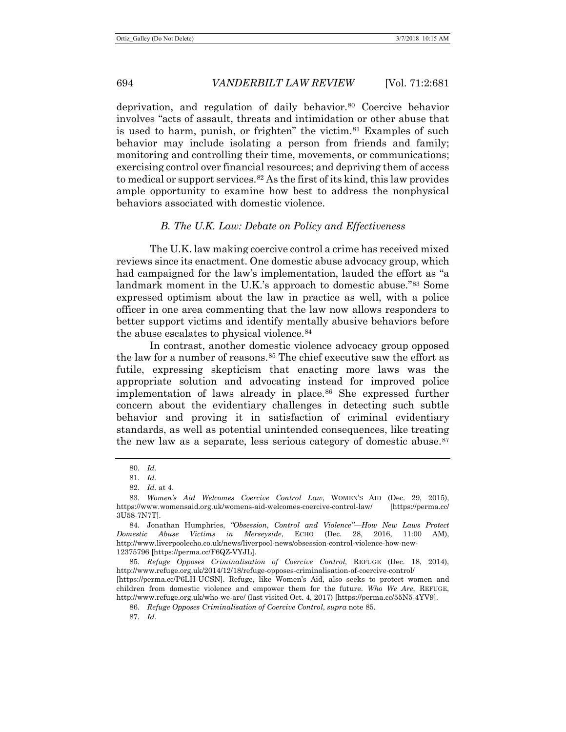deprivation, and regulation of daily behavior.[80] Coercive behavior involves "acts of assault, threats and intimidation or other abuse that is used to harm, punish, or frighten" the victim.[81] Examples of such behavior may include isolating a person from friends and family; monitoring and controlling their time, movements, or communications; exercising control over financial resources; and depriving them of access to medical or support services.[82] As the first of its kind, this law provides ample opportunity to examine how best to address the nonphysical behaviors associated with domestic violence.

### *B. The U.K. Law: Debate on Policy and Effectiveness*

The U.K. law making coercive control a crime has received mixed reviews since its enactment. One domestic abuse advocacy group, which had campaigned for the law's implementation, lauded the effort as "a landmark moment in the U.K.'s approach to domestic abuse."[83] Some expressed optimism about the law in practice as well, with a police officer in one area commenting that the law now allows responders to better support victims and identify mentally abusive behaviors before the abuse escalates to physical violence.[84]

In contrast, another domestic violence advocacy group opposed the law for a number of reasons.[85] The chief executive saw the effort as futile, expressing skepticism that enacting more laws was the appropriate solution and advocating instead for improved police implementation of laws already in place.[86] She expressed further concern about the evidentiary challenges in detecting such subtle behavior and proving it in satisfaction of criminal evidentiary standards, as well as potential unintended consequences, like treating the new law as a separate, less serious category of domestic abuse.[87]

---

80. *Id.*

81. *Id.*

82. *Id.* at 4.

83. *Women's Aid Welcomes Coercive Control Law*, WOMEN'S AID (Dec. 29, 2015), https://www.womensaid.org.uk/womens-aid-welcomes-coercive-control-law/ [https://perma.cc/3U58-7N7T].

84. Jonathan Humphries, *"Obsession, Control and Violence"—How New Laws Protect Domestic Abuse Victims in Merseyside*, ECHO (Dec. 28, 2016, 11:00 AM), http://www.liverpoolecho.co.uk/news/liverpool-news/obsession-control-violence-how-new-12375796 [https://perma.cc/F6QZ-VYJL].

85. *Refuge Opposes Criminalisation of Coercive Control*, REFUGE (Dec. 18, 2014), http://www.refuge.org.uk/2014/12/18/refuge-opposes-criminalisation-of-coercive-control/ [https://perma.cc/P6LH-UCSN]. Refuge, like Women's Aid, also seeks to protect women and children from domestic violence and empower them for the future. *Who We Are*, REFUGE, http://www.refuge.org.uk/who-we-are/ (last visited Oct. 4, 2017) [https://perma.cc/55N5-4YV9].

86. *Refuge Opposes Criminalisation of Coercive Control*, *supra* note 85.

87. *Id.*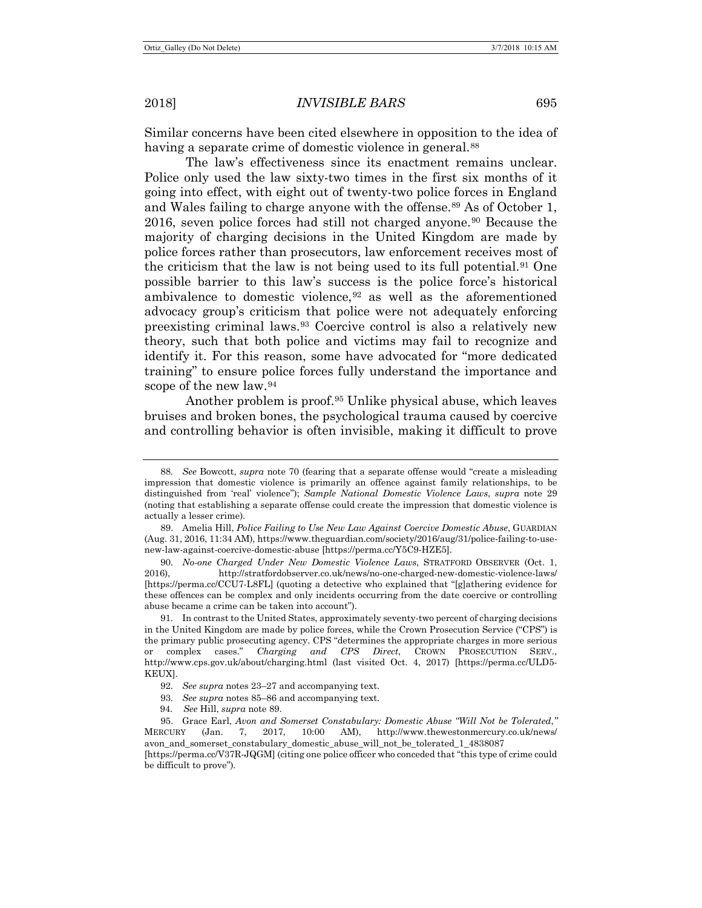Similar concerns have been cited elsewhere in opposition to the idea of having a separate crime of domestic violence in general.[88]

The law's effectiveness since its enactment remains unclear. Police only used the law sixty-two times in the first six months of it going into effect, with eight out of twenty-two police forces in England and Wales failing to charge anyone with the offense.[89] As of October 1, 2016, seven police forces had still not charged anyone.[90] Because the majority of charging decisions in the United Kingdom are made by police forces rather than prosecutors, law enforcement receives most of the criticism that the law is not being used to its full potential.[91] One possible barrier to this law's success is the police force's historical ambivalence to domestic violence,[92] as well as the aforementioned advocacy group's criticism that police were not adequately enforcing preexisting criminal laws.[93] Coercive control is also a relatively new theory, such that both police and victims may fail to recognize and identify it. For this reason, some have advocated for "more dedicated training" to ensure police forces fully understand the importance and scope of the new law.[94]

Another problem is proof.[95] Unlike physical abuse, which leaves bruises and broken bones, the psychological trauma caused by coercive and controlling behavior is often invisible, making it difficult to prove

---

88. *See* Bowcott, *supra* note 70 (fearing that a separate offense would "create a misleading impression that domestic violence is primarily an offence against family relationships, to be distinguished from 'real' violence"); *Sample National Domestic Violence Laws*, *supra* note 29 (noting that establishing a separate offense could create the impression that domestic violence is actually a lesser crime).

89. Amelia Hill, *Police Failing to Use New Law Against Coercive Domestic Abuse*, GUARDIAN (Aug. 31, 2016, 11:34 AM), https://www.theguardian.com/society/2016/aug/31/police-failing-to-use-new-law-against-coercive-domestic-abuse [https://perma.cc/Y5C9-HZE5].

90. *No-one Charged Under New Domestic Violence Laws*, STRATFORD OBSERVER (Oct. 1, 2016), http://stratfordobserver.co.uk/news/no-one-charged-new-domestic-violence-laws/ [https://perma.cc/CCU7-L8FL] (quoting a detective who explained that "[g]athering evidence for these offences can be complex and only incidents occurring from the date coercive or controlling abuse became a crime can be taken into account").

91. In contrast to the United States, approximately seventy-two percent of charging decisions in the United Kingdom are made by police forces, while the Crown Prosecution Service ("CPS") is the primary public prosecuting agency. CPS "determines the appropriate charges in more serious or complex cases." *Charging and CPS Direct*, CROWN PROSECUTION SERV., http://www.cps.gov.uk/about/charging.html (last visited Oct. 4, 2017) [https://perma.cc/ULD5-KEUX].

92. *See supra* notes 23–27 and accompanying text.

93. *See supra* notes 85–86 and accompanying text.

94. *See* Hill, *supra* note 89.

95. Grace Earl, *Avon and Somerset Constabulary: Domestic Abuse "Will Not be Tolerated*,*"* MERCURY (Jan. 7, 2017, 10:00 AM), http://www.thewestonmercury.co.uk/news/avon_and_somerset_constabulary_domestic_abuse_will_not_be_tolerated_1_4838087 [https://perma.cc/V37R-JQGM] (citing one police officer who conceded that "this type of crime could be difficult to prove").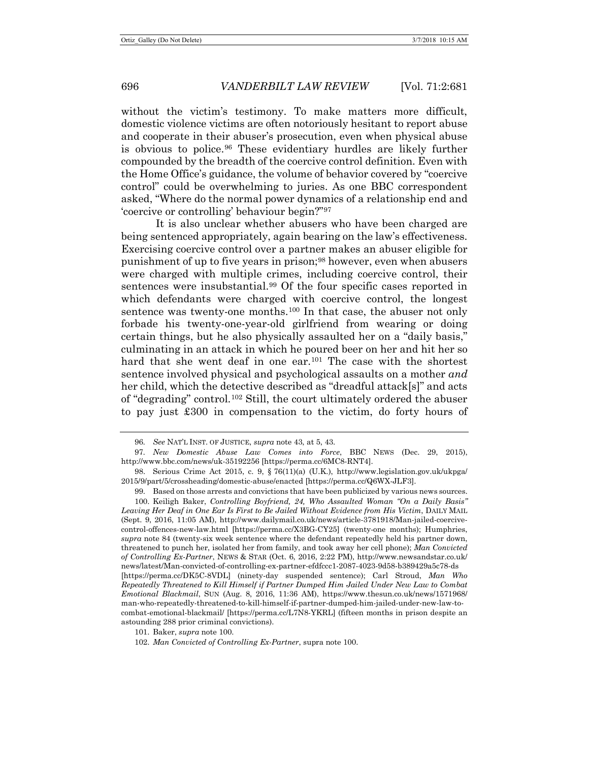without the victim's testimony. To make matters more difficult, domestic violence victims are often notoriously hesitant to report abuse and cooperate in their abuser's prosecution, even when physical abuse is obvious to police.[96] These evidentiary hurdles are likely further compounded by the breadth of the coercive control definition. Even with the Home Office's guidance, the volume of behavior covered by "coercive control" could be overwhelming to juries. As one BBC correspondent asked, "Where do the normal power dynamics of a relationship end and 'coercive or controlling' behaviour begin?"[97]

It is also unclear whether abusers who have been charged are being sentenced appropriately, again bearing on the law's effectiveness. Exercising coercive control over a partner makes an abuser eligible for punishment of up to five years in prison;[98] however, even when abusers were charged with multiple crimes, including coercive control, their sentences were insubstantial.[99] Of the four specific cases reported in which defendants were charged with coercive control, the longest sentence was twenty-one months.[100] In that case, the abuser not only forbade his twenty-one-year-old girlfriend from wearing or doing certain things, but he also physically assaulted her on a "daily basis," culminating in an attack in which he poured beer on her and hit her so hard that she went deaf in one ear.[101] The case with the shortest sentence involved physical and psychological assaults on a mother *and* her child, which the detective described as "dreadful attack[s]" and acts of "degrading" control.[102] Still, the court ultimately ordered the abuser to pay just £300 in compensation to the victim, do forty hours of

---

96. *See* NAT'L INST. OF JUSTICE, *supra* note 43, at 5, 43.

97. *New Domestic Abuse Law Comes into Force*, BBC NEWS (Dec. 29, 2015), http://www.bbc.com/news/uk-35192256 [https://perma.cc/6MC8-RNT4].

98. Serious Crime Act 2015, c. 9, § 76(11)(a) (U.K.), http://www.legislation.gov.uk/ukpga/2015/9/part/5/crossheading/domestic-abuse/enacted [https://perma.cc/Q6WX-JLF3].

99. Based on those arrests and convictions that have been publicized by various news sources.

100. Keiligh Baker, *Controlling Boyfriend, 24, Who Assaulted Woman "On a Daily Basis" Leaving Her Deaf in One Ear Is First to Be Jailed Without Evidence from His Victim*, DAILY MAIL (Sept. 9, 2016, 11:05 AM), http://www.dailymail.co.uk/news/article-3781918/Man-jailed-coercive-control-offences-new-law.html [https://perma.cc/X3BG-CY25] (twenty-one months); Humphries, *supra* note 84 (twenty-six week sentence where the defendant repeatedly held his partner down, threatened to punch her, isolated her from family, and took away her cell phone); *Man Convicted of Controlling Ex-Partner*, NEWS & STAR (Oct. 6, 2016, 2:22 PM), http://www.newsandstar.co.uk/news/latest/Man-convicted-of-controlling-ex-partner-efdfccc1-2087-4023-9d58-b389429a5c78-ds [https://perma.cc/DK5C-8VDL] (ninety-day suspended sentence); Carl Stroud, *Man Who Repeatedly Threatened to Kill Himself if Partner Dumped Him Jailed Under New Law to Combat Emotional Blackmail*, SUN (Aug. 8, 2016, 11:36 AM), https://www.thesun.co.uk/news/1571968/man-who-repeatedly-threatened-to-kill-himself-if-partner-dumped-him-jailed-under-new-law-to-combat-emotional-blackmail/ [https://perma.cc/L7N8-YKRL] (fifteen months in prison despite an astounding 288 prior criminal convictions).

101. Baker, *supra* note 100.

102. *Man Convicted of Controlling Ex-Partner*, supra note 100.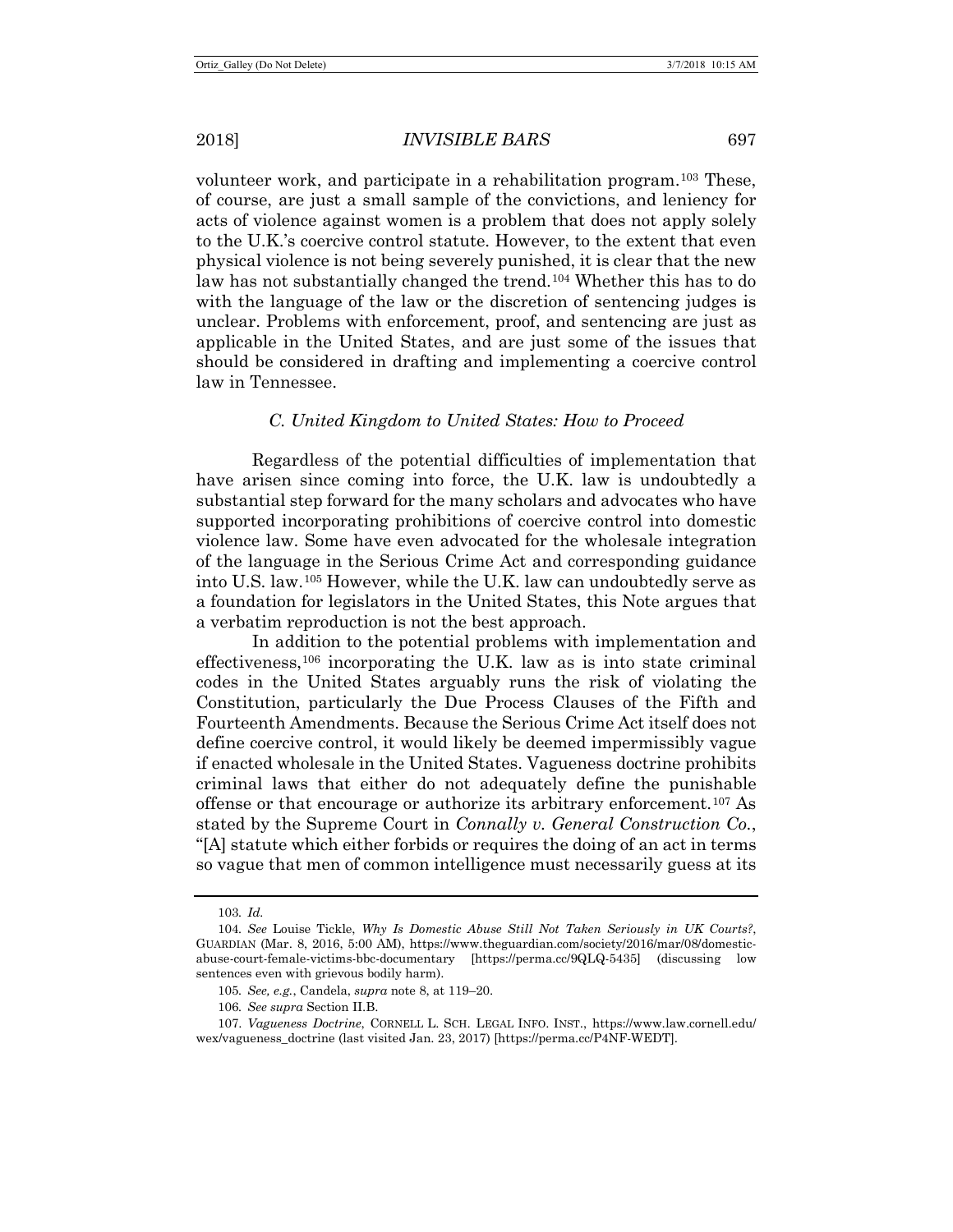volunteer work, and participate in a rehabilitation program.[103] These, of course, are just a small sample of the convictions, and leniency for acts of violence against women is a problem that does not apply solely to the U.K.'s coercive control statute. However, to the extent that even physical violence is not being severely punished, it is clear that the new law has not substantially changed the trend.[104] Whether this has to do with the language of the law or the discretion of sentencing judges is unclear. Problems with enforcement, proof, and sentencing are just as applicable in the United States, and are just some of the issues that should be considered in drafting and implementing a coercive control law in Tennessee.

### *C. United Kingdom to United States: How to Proceed*

Regardless of the potential difficulties of implementation that have arisen since coming into force, the U.K. law is undoubtedly a substantial step forward for the many scholars and advocates who have supported incorporating prohibitions of coercive control into domestic violence law. Some have even advocated for the wholesale integration of the language in the Serious Crime Act and corresponding guidance into U.S. law.[105] However, while the U.K. law can undoubtedly serve as a foundation for legislators in the United States, this Note argues that a verbatim reproduction is not the best approach.

In addition to the potential problems with implementation and effectiveness,[106] incorporating the U.K. law as is into state criminal codes in the United States arguably runs the risk of violating the Constitution, particularly the Due Process Clauses of the Fifth and Fourteenth Amendments. Because the Serious Crime Act itself does not define coercive control, it would likely be deemed impermissibly vague if enacted wholesale in the United States. Vagueness doctrine prohibits criminal laws that either do not adequately define the punishable offense or that encourage or authorize its arbitrary enforcement.[107] As stated by the Supreme Court in *Connally v. General Construction Co.*, "[A] statute which either forbids or requires the doing of an act in terms so vague that men of common intelligence must necessarily guess at its

---

103. *Id.*

104. *See* Louise Tickle, *Why Is Domestic Abuse Still Not Taken Seriously in UK Courts?*, GUARDIAN (Mar. 8, 2016, 5:00 AM), https://www.theguardian.com/society/2016/mar/08/domestic-abuse-court-female-victims-bbc-documentary [https://perma.cc/9QLQ-5435] (discussing low sentences even with grievous bodily harm).

105. *See, e.g.*, Candela, *supra* note 8, at 119–20.

106. *See supra* Section II.B.

107. *Vagueness Doctrine*, CORNELL L. SCH. LEGAL INFO. INST., https://www.law.cornell.edu/wex/vagueness_doctrine (last visited Jan. 23, 2017) [https://perma.cc/P4NF-WEDT].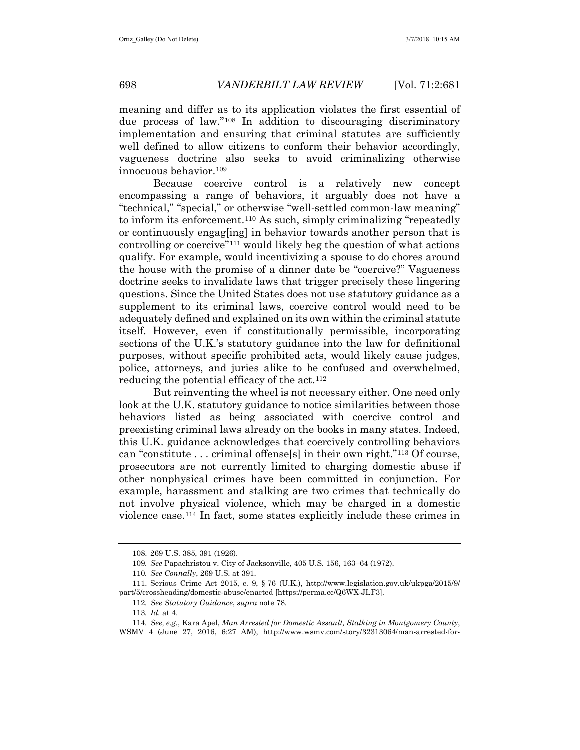meaning and differ as to its application violates the first essential of due process of law."[108] In addition to discouraging discriminatory implementation and ensuring that criminal statutes are sufficiently well defined to allow citizens to conform their behavior accordingly, vagueness doctrine also seeks to avoid criminalizing otherwise innocuous behavior.[109]

Because coercive control is a relatively new concept encompassing a range of behaviors, it arguably does not have a "technical," "special," or otherwise "well-settled common-law meaning" to inform its enforcement.[110] As such, simply criminalizing "repeatedly or continuously engag[ing] in behavior towards another person that is controlling or coercive"[111] would likely beg the question of what actions qualify. For example, would incentivizing a spouse to do chores around the house with the promise of a dinner date be "coercive?" Vagueness doctrine seeks to invalidate laws that trigger precisely these lingering questions. Since the United States does not use statutory guidance as a supplement to its criminal laws, coercive control would need to be adequately defined and explained on its own within the criminal statute itself. However, even if constitutionally permissible, incorporating sections of the U.K.'s statutory guidance into the law for definitional purposes, without specific prohibited acts, would likely cause judges, police, attorneys, and juries alike to be confused and overwhelmed, reducing the potential efficacy of the act.[112]

But reinventing the wheel is not necessary either. One need only look at the U.K. statutory guidance to notice similarities between those behaviors listed as being associated with coercive control and preexisting criminal laws already on the books in many states. Indeed, this U.K. guidance acknowledges that coercively controlling behaviors can "constitute . . . criminal offense[s] in their own right."[113] Of course, prosecutors are not currently limited to charging domestic abuse if other nonphysical crimes have been committed in conjunction. For example, harassment and stalking are two crimes that technically do not involve physical violence, which may be charged in a domestic violence case.[114] In fact, some states explicitly include these crimes in

---

108. 269 U.S. 385, 391 (1926).

109. *See* Papachristou v. City of Jacksonville, 405 U.S. 156, 163–64 (1972).

110. *See Connally*, 269 U.S. at 391.

111. Serious Crime Act 2015, c. 9, § 76 (U.K.), http://www.legislation.gov.uk/ukpga/2015/9/part/5/crossheading/domestic-abuse/enacted [https://perma.cc/Q6WX-JLF3].

112. *See Statutory Guidance*, *supra* note 78.

113. *Id.* at 4.

114. *See, e.g.*, Kara Apel, *Man Arrested for Domestic Assault, Stalking in Montgomery County*, WSMV 4 (June 27, 2016, 6:27 AM), http://www.wsmv.com/story/32313064/man-arrested-for-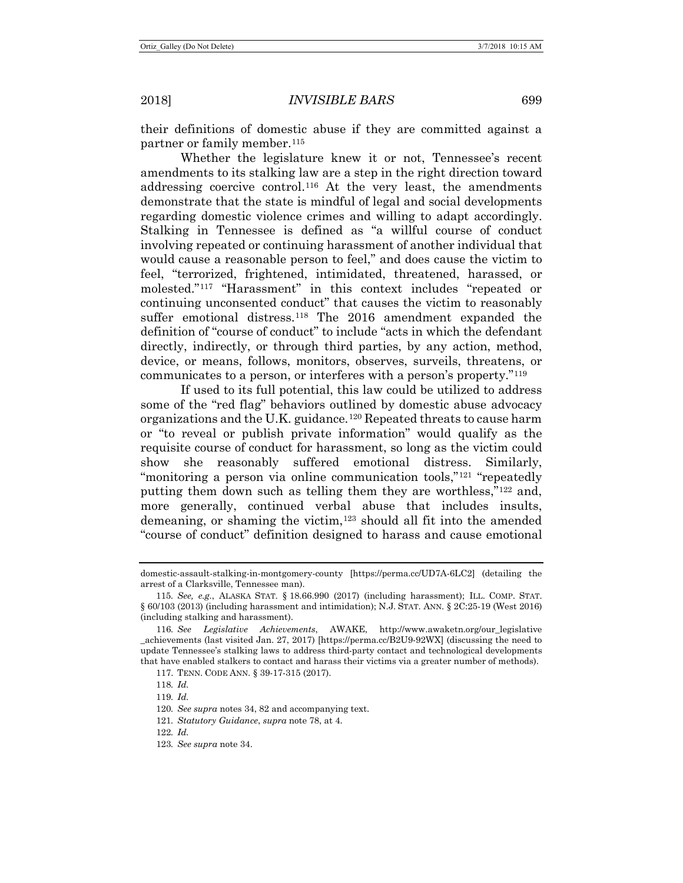their definitions of domestic abuse if they are committed against a partner or family member.[115]

Whether the legislature knew it or not, Tennessee's recent amendments to its stalking law are a step in the right direction toward addressing coercive control.[116] At the very least, the amendments demonstrate that the state is mindful of legal and social developments regarding domestic violence crimes and willing to adapt accordingly. Stalking in Tennessee is defined as "a willful course of conduct involving repeated or continuing harassment of another individual that would cause a reasonable person to feel," and does cause the victim to feel, "terrorized, frightened, intimidated, threatened, harassed, or molested."[117] "Harassment" in this context includes "repeated or continuing unconsented conduct" that causes the victim to reasonably suffer emotional distress.[118] The 2016 amendment expanded the definition of "course of conduct" to include "acts in which the defendant directly, indirectly, or through third parties, by any action, method, device, or means, follows, monitors, observes, surveils, threatens, or communicates to a person, or interferes with a person's property."[119]

If used to its full potential, this law could be utilized to address some of the "red flag" behaviors outlined by domestic abuse advocacy organizations and the U.K. guidance.[120] Repeated threats to cause harm or "to reveal or publish private information" would qualify as the requisite course of conduct for harassment, so long as the victim could show she reasonably suffered emotional distress. Similarly, "monitoring a person via online communication tools,"[121] "repeatedly putting them down such as telling them they are worthless,"[122] and, more generally, continued verbal abuse that includes insults, demeaning, or shaming the victim,[123] should all fit into the amended "course of conduct" definition designed to harass and cause emotional

---

domestic-assault-stalking-in-montgomery-county [https://perma.cc/UD7A-6LC2] (detailing the arrest of a Clarksville, Tennessee man).

115. *See, e.g.*, ALASKA STAT. § 18.66.990 (2017) (including harassment); ILL. COMP. STAT. § 60/103 (2013) (including harassment and intimidation); N.J. STAT. ANN. § 2C:25-19 (West 2016) (including stalking and harassment).

116. *See Legislative Achievements*, AWAKE, http://www.awaketn.org/our_legislative_achievements (last visited Jan. 27, 2017) [https://perma.cc/B2U9-92WX] (discussing the need to update Tennessee's stalking laws to address third-party contact and technological developments that have enabled stalkers to contact and harass their victims via a greater number of methods).

117. TENN. CODE ANN. § 39-17-315 (2017).

118. *Id.*

119. *Id.*

120. *See supra* notes 34, 82 and accompanying text.

121. *Statutory Guidance*, *supra* note 78, at 4.

122. *Id.*

123. *See supra* note 34.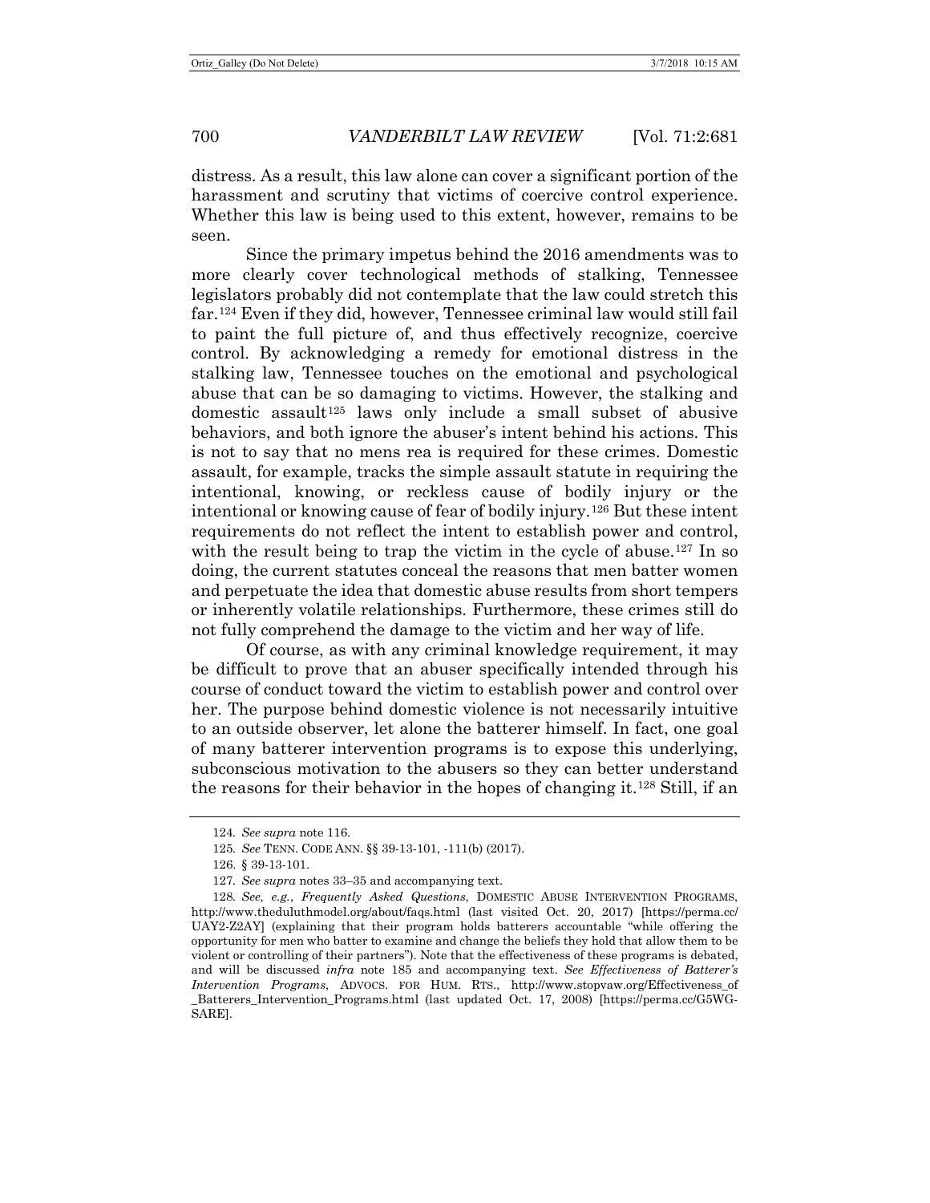distress. As a result, this law alone can cover a significant portion of the harassment and scrutiny that victims of coercive control experience. Whether this law is being used to this extent, however, remains to be seen.

Since the primary impetus behind the 2016 amendments was to more clearly cover technological methods of stalking, Tennessee legislators probably did not contemplate that the law could stretch this far.[124] Even if they did, however, Tennessee criminal law would still fail to paint the full picture of, and thus effectively recognize, coercive control. By acknowledging a remedy for emotional distress in the stalking law, Tennessee touches on the emotional and psychological abuse that can be so damaging to victims. However, the stalking and domestic assault[125] laws only include a small subset of abusive behaviors, and both ignore the abuser's intent behind his actions. This is not to say that no mens rea is required for these crimes. Domestic assault, for example, tracks the simple assault statute in requiring the intentional, knowing, or reckless cause of bodily injury or the intentional or knowing cause of fear of bodily injury.[126] But these intent requirements do not reflect the intent to establish power and control, with the result being to trap the victim in the cycle of abuse.[127] In so doing, the current statutes conceal the reasons that men batter women and perpetuate the idea that domestic abuse results from short tempers or inherently volatile relationships. Furthermore, these crimes still do not fully comprehend the damage to the victim and her way of life.

Of course, as with any criminal knowledge requirement, it may be difficult to prove that an abuser specifically intended through his course of conduct toward the victim to establish power and control over her. The purpose behind domestic violence is not necessarily intuitive to an outside observer, let alone the batterer himself. In fact, one goal of many batterer intervention programs is to expose this underlying, subconscious motivation to the abusers so they can better understand the reasons for their behavior in the hopes of changing it.[128] Still, if an

---

124. *See supra* note 116.

125. *See* TENN. CODE ANN. §§ 39-13-101, -111(b) (2017).

126. § 39-13-101.

127. *See supra* notes 33–35 and accompanying text.

128. *See, e.g.*, *Frequently Asked Questions*, DOMESTIC ABUSE INTERVENTION PROGRAMS, http://www.theduluthmodel.org/about/faqs.html (last visited Oct. 20, 2017) [https://perma.cc/UAY2-Z2AY] (explaining that their program holds batterers accountable "while offering the opportunity for men who batter to examine and change the beliefs they hold that allow them to be violent or controlling of their partners"). Note that the effectiveness of these programs is debated, and will be discussed *infra* note 185 and accompanying text. *See Effectiveness of Batterer's Intervention Programs*, ADVOCS. FOR HUM. RTS., http://www.stopvaw.org/Effectiveness_of_Batterers_Intervention_Programs.html (last updated Oct. 17, 2008) [https://perma.cc/G5WG-SARE].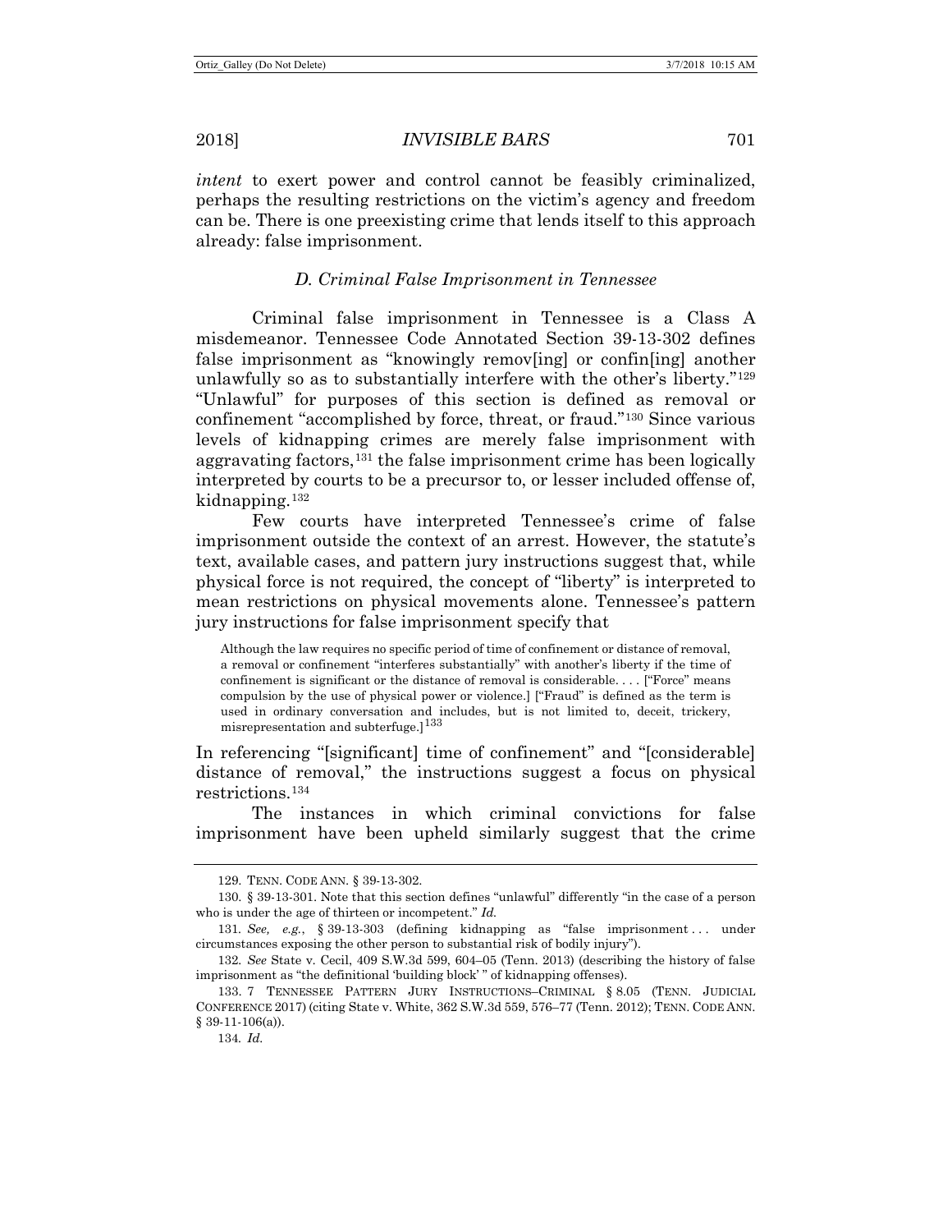*intent* to exert power and control cannot be feasibly criminalized, perhaps the resulting restrictions on the victim's agency and freedom can be. There is one preexisting crime that lends itself to this approach already: false imprisonment.

### *D. Criminal False Imprisonment in Tennessee*

Criminal false imprisonment in Tennessee is a Class A misdemeanor. Tennessee Code Annotated Section 39-13-302 defines false imprisonment as "knowingly remov[ing] or confin[ing] another unlawfully so as to substantially interfere with the other's liberty."[129] "Unlawful" for purposes of this section is defined as removal or confinement "accomplished by force, threat, or fraud."[130] Since various levels of kidnapping crimes are merely false imprisonment with aggravating factors,[131] the false imprisonment crime has been logically interpreted by courts to be a precursor to, or lesser included offense of, kidnapping.[132]

Few courts have interpreted Tennessee's crime of false imprisonment outside the context of an arrest. However, the statute's text, available cases, and pattern jury instructions suggest that, while physical force is not required, the concept of "liberty" is interpreted to mean restrictions on physical movements alone. Tennessee's pattern jury instructions for false imprisonment specify that

> Although the law requires no specific period of time of confinement or distance of removal, a removal or confinement "interferes substantially" with another's liberty if the time of confinement is significant or the distance of removal is considerable. . . . ["Force" means compulsion by the use of physical power or violence.] ["Fraud" is defined as the term is used in ordinary conversation and includes, but is not limited to, deceit, trickery, misrepresentation and subterfuge.][133]

In referencing "[significant] time of confinement" and "[considerable] distance of removal," the instructions suggest a focus on physical restrictions.[134]

The instances in which criminal convictions for false imprisonment have been upheld similarly suggest that the crime

---

129. TENN. CODE ANN. § 39-13-302.

130. § 39-13-301. Note that this section defines "unlawful" differently "in the case of a person who is under the age of thirteen or incompetent." *Id.*

131. *See, e.g.*, § 39-13-303 (defining kidnapping as "false imprisonment . . . under circumstances exposing the other person to substantial risk of bodily injury").

132. *See* State v. Cecil, 409 S.W.3d 599, 604–05 (Tenn. 2013) (describing the history of false imprisonment as "the definitional 'building block' " of kidnapping offenses).

133. 7 TENNESSEE PATTERN JURY INSTRUCTIONS–CRIMINAL § 8.05 (TENN. JUDICIAL CONFERENCE 2017) (citing State v. White, 362 S.W.3d 559, 576–77 (Tenn. 2012); TENN. CODE ANN. § 39-11-106(a)).

134. *Id.*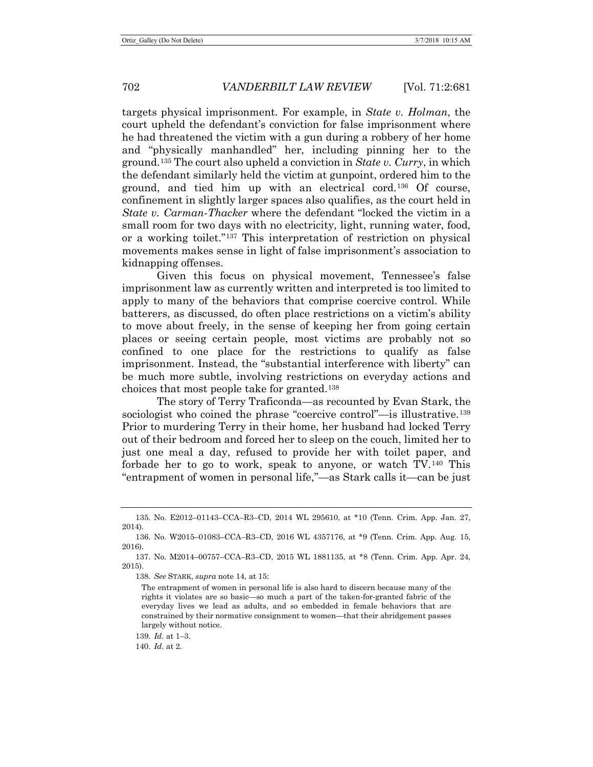targets physical imprisonment. For example, in *State v. Holman*, the court upheld the defendant's conviction for false imprisonment where he had threatened the victim with a gun during a robbery of her home and "physically manhandled" her, including pinning her to the ground.[135] The court also upheld a conviction in *State v. Curry*, in which the defendant similarly held the victim at gunpoint, ordered him to the ground, and tied him up with an electrical cord.[136] Of course, confinement in slightly larger spaces also qualifies, as the court held in *State v. Carman-Thacker* where the defendant "locked the victim in a small room for two days with no electricity, light, running water, food, or a working toilet."[137] This interpretation of restriction on physical movements makes sense in light of false imprisonment's association to kidnapping offenses.

Given this focus on physical movement, Tennessee's false imprisonment law as currently written and interpreted is too limited to apply to many of the behaviors that comprise coercive control. While batterers, as discussed, do often place restrictions on a victim's ability to move about freely, in the sense of keeping her from going certain places or seeing certain people, most victims are probably not so confined to one place for the restrictions to qualify as false imprisonment. Instead, the "substantial interference with liberty" can be much more subtle, involving restrictions on everyday actions and choices that most people take for granted.[138]

The story of Terry Traficonda—as recounted by Evan Stark, the sociologist who coined the phrase "coercive control"—is illustrative.[139] Prior to murdering Terry in their home, her husband had locked Terry out of their bedroom and forced her to sleep on the couch, limited her to just one meal a day, refused to provide her with toilet paper, and forbade her to go to work, speak to anyone, or watch TV.[140] This "entrapment of women in personal life,"—as Stark calls it—can be just

---

135. No. E2012–01143–CCA–R3–CD, 2014 WL 295610, at *10 (Tenn. Crim. App. Jan. 27, 2014).

136. No. W2015–01083–CCA–R3–CD, 2016 WL 4357176, at *9 (Tenn. Crim. App. Aug. 15, 2016).

137. No. M2014–00757–CCA–R3–CD, 2015 WL 1881135, at *8 (Tenn. Crim. App. Apr. 24, 2015).

138. *See* STARK, *supra* note 14, at 15:

> The entrapment of women in personal life is also hard to discern because many of the rights it violates are so basic—so much a part of the taken-for-granted fabric of the everyday lives we lead as adults, and so embedded in female behaviors that are constrained by their normative consignment to women—that their abridgement passes largely without notice.

139. *Id.* at 1–3.

140. *Id.* at 2.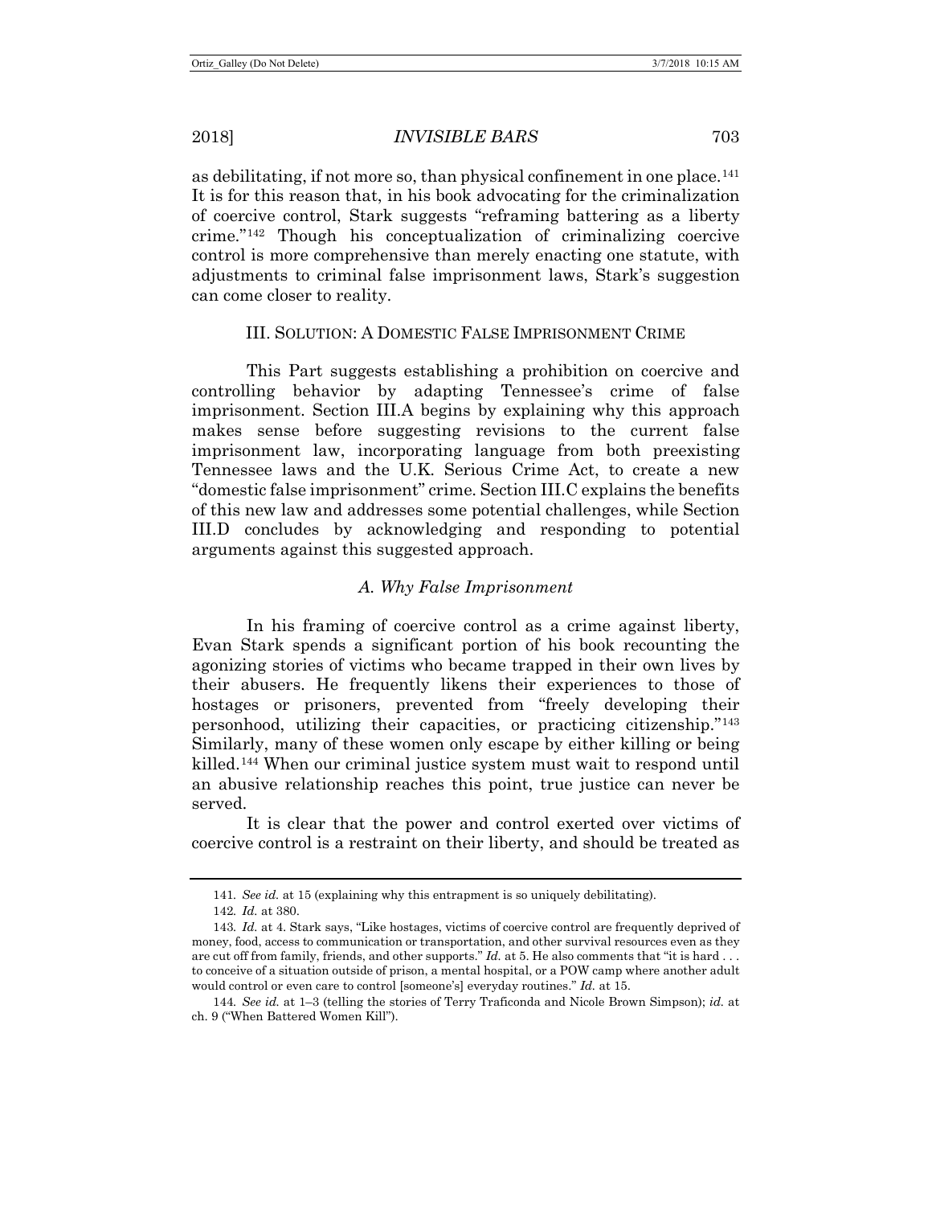as debilitating, if not more so, than physical confinement in one place.[141] It is for this reason that, in his book advocating for the criminalization of coercive control, Stark suggests "reframing battering as a liberty crime."[142] Though his conceptualization of criminalizing coercive control is more comprehensive than merely enacting one statute, with adjustments to criminal false imprisonment laws, Stark's suggestion can come closer to reality.

## III. SOLUTION: A DOMESTIC FALSE IMPRISONMENT CRIME

This Part suggests establishing a prohibition on coercive and controlling behavior by adapting Tennessee's crime of false imprisonment. Section III.A begins by explaining why this approach makes sense before suggesting revisions to the current false imprisonment law, incorporating language from both preexisting Tennessee laws and the U.K. Serious Crime Act, to create a new "domestic false imprisonment" crime. Section III.C explains the benefits of this new law and addresses some potential challenges, while Section III.D concludes by acknowledging and responding to potential arguments against this suggested approach.

### *A. Why False Imprisonment*

In his framing of coercive control as a crime against liberty, Evan Stark spends a significant portion of his book recounting the agonizing stories of victims who became trapped in their own lives by their abusers. He frequently likens their experiences to those of hostages or prisoners, prevented from "freely developing their personhood, utilizing their capacities, or practicing citizenship."[143] Similarly, many of these women only escape by either killing or being killed.[144] When our criminal justice system must wait to respond until an abusive relationship reaches this point, true justice can never be served.

It is clear that the power and control exerted over victims of coercive control is a restraint on their liberty, and should be treated as

---

141. *See id.* at 15 (explaining why this entrapment is so uniquely debilitating).

142. *Id.* at 380.

143. *Id.* at 4. Stark says, "Like hostages, victims of coercive control are frequently deprived of money, food, access to communication or transportation, and other survival resources even as they are cut off from family, friends, and other supports." *Id.* at 5. He also comments that "it is hard . . . to conceive of a situation outside of prison, a mental hospital, or a POW camp where another adult would control or even care to control [someone's] everyday routines." *Id.* at 15.

144. *See id.* at 1–3 (telling the stories of Terry Traficonda and Nicole Brown Simpson); *id.* at ch. 9 ("When Battered Women Kill").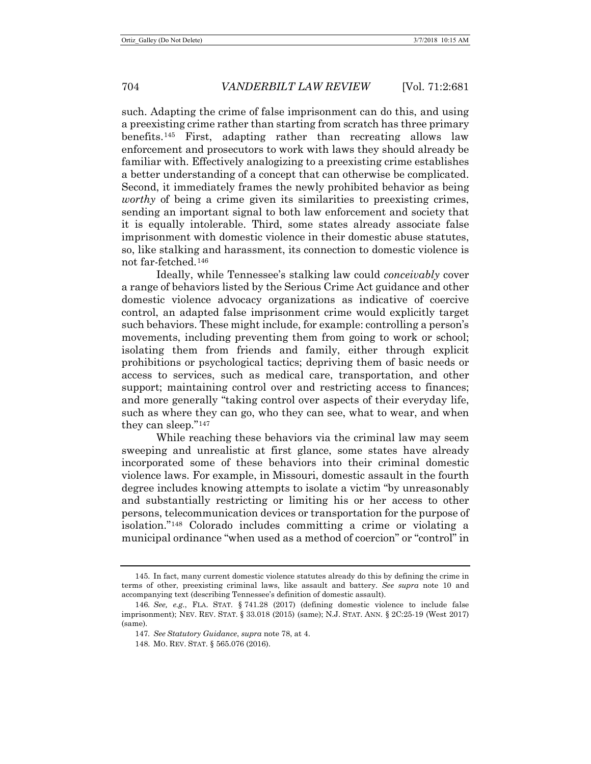such. Adapting the crime of false imprisonment can do this, and using a preexisting crime rather than starting from scratch has three primary benefits.[145] First, adapting rather than recreating allows law enforcement and prosecutors to work with laws they should already be familiar with. Effectively analogizing to a preexisting crime establishes a better understanding of a concept that can otherwise be complicated. Second, it immediately frames the newly prohibited behavior as being *worthy* of being a crime given its similarities to preexisting crimes, sending an important signal to both law enforcement and society that it is equally intolerable. Third, some states already associate false imprisonment with domestic violence in their domestic abuse statutes, so, like stalking and harassment, its connection to domestic violence is not far-fetched.[146]

Ideally, while Tennessee's stalking law could *conceivably* cover a range of behaviors listed by the Serious Crime Act guidance and other domestic violence advocacy organizations as indicative of coercive control, an adapted false imprisonment crime would explicitly target such behaviors. These might include, for example: controlling a person's movements, including preventing them from going to work or school; isolating them from friends and family, either through explicit prohibitions or psychological tactics; depriving them of basic needs or access to services, such as medical care, transportation, and other support; maintaining control over and restricting access to finances; and more generally "taking control over aspects of their everyday life, such as where they can go, who they can see, what to wear, and when they can sleep."[147]

While reaching these behaviors via the criminal law may seem sweeping and unrealistic at first glance, some states have already incorporated some of these behaviors into their criminal domestic violence laws. For example, in Missouri, domestic assault in the fourth degree includes knowing attempts to isolate a victim "by unreasonably and substantially restricting or limiting his or her access to other persons, telecommunication devices or transportation for the purpose of isolation."[148] Colorado includes committing a crime or violating a municipal ordinance "when used as a method of coercion" or "control" in

---

145. In fact, many current domestic violence statutes already do this by defining the crime in terms of other, preexisting criminal laws, like assault and battery. *See supra* note 10 and accompanying text (describing Tennessee's definition of domestic assault).

146. *See, e.g.*, FLA. STAT. § 741.28 (2017) (defining domestic violence to include false imprisonment); NEV. REV. STAT. § 33.018 (2015) (same); N.J. STAT. ANN. § 2C:25-19 (West 2017) (same).

147. *See Statutory Guidance*, *supra* note 78, at 4.

148. MO. REV. STAT. § 565.076 (2016).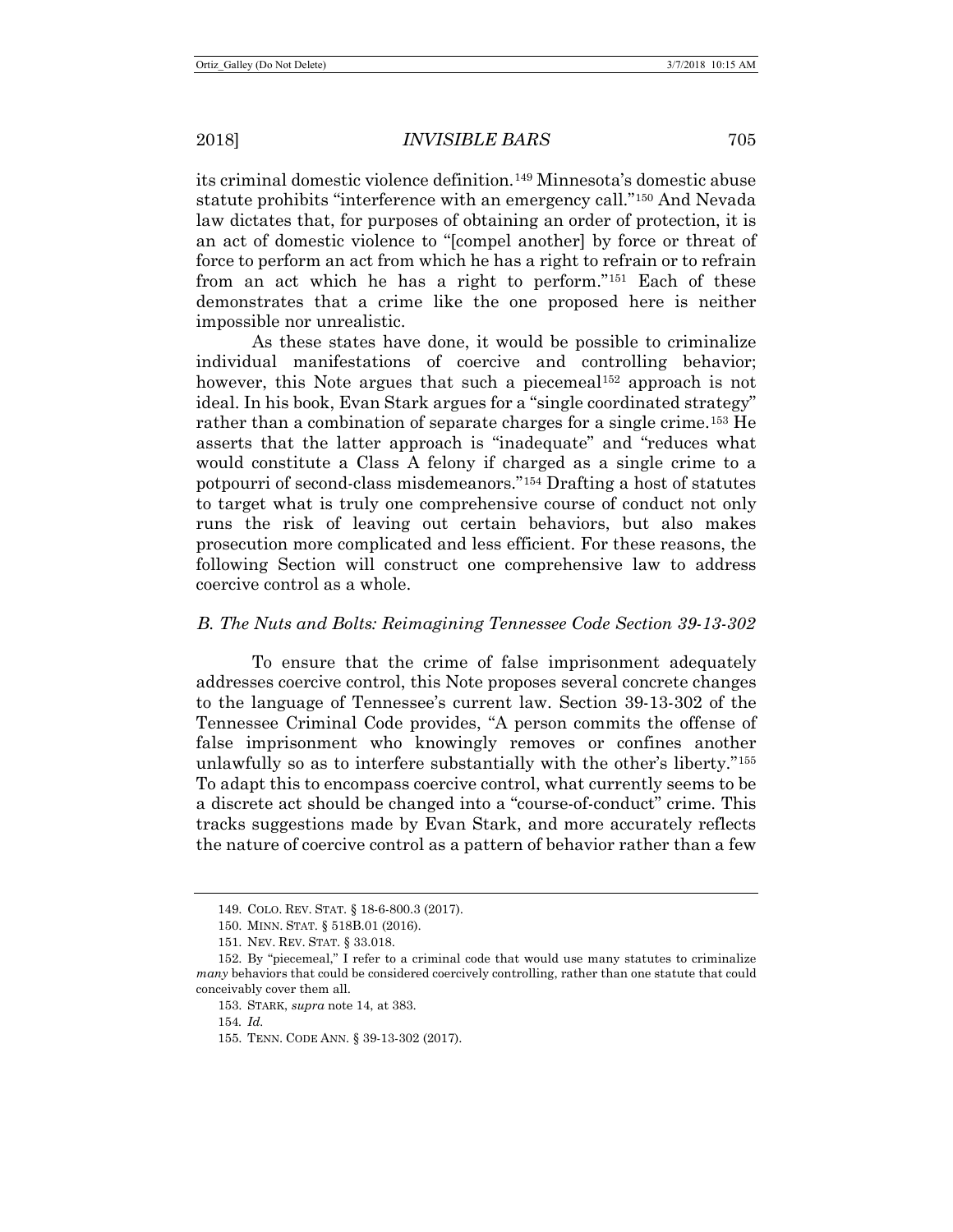its criminal domestic violence definition.[149] Minnesota's domestic abuse statute prohibits "interference with an emergency call."[150] And Nevada law dictates that, for purposes of obtaining an order of protection, it is an act of domestic violence to "[compel another] by force or threat of force to perform an act from which he has a right to refrain or to refrain from an act which he has a right to perform."[151] Each of these demonstrates that a crime like the one proposed here is neither impossible nor unrealistic.

As these states have done, it would be possible to criminalize individual manifestations of coercive and controlling behavior; however, this Note argues that such a piecemeal[152] approach is not ideal. In his book, Evan Stark argues for a "single coordinated strategy" rather than a combination of separate charges for a single crime.[153] He asserts that the latter approach is "inadequate" and "reduces what would constitute a Class A felony if charged as a single crime to a potpourri of second-class misdemeanors."[154] Drafting a host of statutes to target what is truly one comprehensive course of conduct not only runs the risk of leaving out certain behaviors, but also makes prosecution more complicated and less efficient. For these reasons, the following Section will construct one comprehensive law to address coercive control as a whole.

### *B. The Nuts and Bolts: Reimagining Tennessee Code Section 39-13-302*

To ensure that the crime of false imprisonment adequately addresses coercive control, this Note proposes several concrete changes to the language of Tennessee's current law. Section 39-13-302 of the Tennessee Criminal Code provides, "A person commits the offense of false imprisonment who knowingly removes or confines another unlawfully so as to interfere substantially with the other's liberty."[155] To adapt this to encompass coercive control, what currently seems to be a discrete act should be changed into a "course-of-conduct" crime. This tracks suggestions made by Evan Stark, and more accurately reflects the nature of coercive control as a pattern of behavior rather than a few

---

149. COLO. REV. STAT. § 18-6-800.3 (2017).

150. MINN. STAT. § 518B.01 (2016).

151. NEV. REV. STAT. § 33.018.

152. By "piecemeal," I refer to a criminal code that would use many statutes to criminalize *many* behaviors that could be considered coercively controlling, rather than one statute that could conceivably cover them all.

153. STARK, *supra* note 14, at 383.

154. *Id.*

155. TENN. CODE ANN. § 39-13-302 (2017).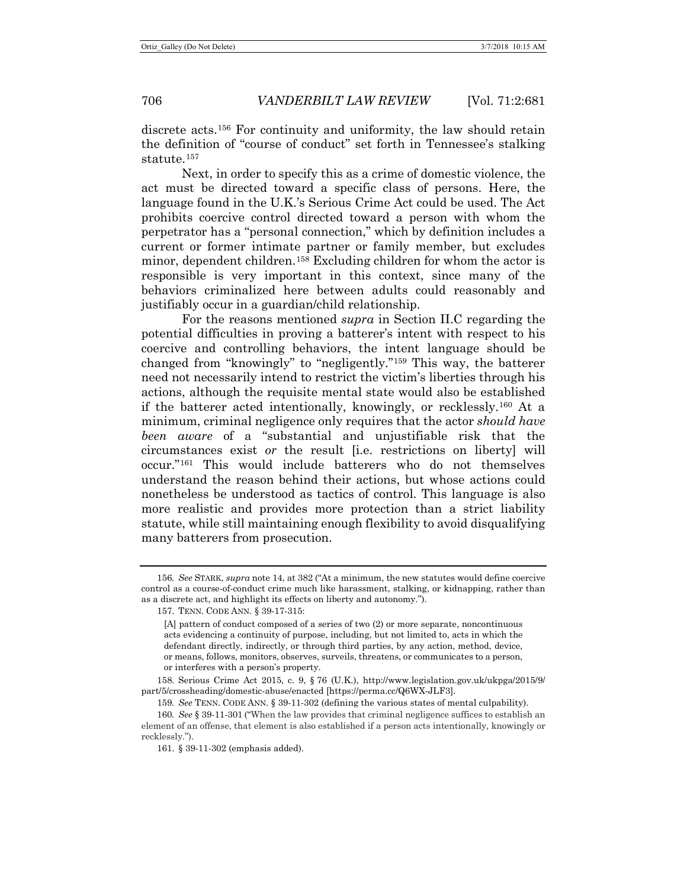discrete acts.[156] For continuity and uniformity, the law should retain the definition of "course of conduct" set forth in Tennessee's stalking statute.[157]

Next, in order to specify this as a crime of domestic violence, the act must be directed toward a specific class of persons. Here, the language found in the U.K.'s Serious Crime Act could be used. The Act prohibits coercive control directed toward a person with whom the perpetrator has a "personal connection," which by definition includes a current or former intimate partner or family member, but excludes minor, dependent children.[158] Excluding children for whom the actor is responsible is very important in this context, since many of the behaviors criminalized here between adults could reasonably and justifiably occur in a guardian/child relationship.

For the reasons mentioned *supra* in Section II.C regarding the potential difficulties in proving a batterer's intent with respect to his coercive and controlling behaviors, the intent language should be changed from "knowingly" to "negligently."[159] This way, the batterer need not necessarily intend to restrict the victim's liberties through his actions, although the requisite mental state would also be established if the batterer acted intentionally, knowingly, or recklessly.[160] At a minimum, criminal negligence only requires that the actor *should have been aware* of a "substantial and unjustifiable risk that the circumstances exist *or* the result [i.e. restrictions on liberty] will occur."[161] This would include batterers who do not themselves understand the reason behind their actions, but whose actions could nonetheless be understood as tactics of control. This language is also more realistic and provides more protection than a strict liability statute, while still maintaining enough flexibility to avoid disqualifying many batterers from prosecution.

---

156. *See* STARK, *supra* note 14, at 382 ("At a minimum, the new statutes would define coercive control as a course-of-conduct crime much like harassment, stalking, or kidnapping, rather than as a discrete act, and highlight its effects on liberty and autonomy.").

157. TENN. CODE ANN. § 39-17-315:

> [A] pattern of conduct composed of a series of two (2) or more separate, noncontinuous acts evidencing a continuity of purpose, including, but not limited to, acts in which the defendant directly, indirectly, or through third parties, by any action, method, device, or means, follows, monitors, observes, surveils, threatens, or communicates to a person, or interferes with a person's property.

158. Serious Crime Act 2015, c. 9, § 76 (U.K.), http://www.legislation.gov.uk/ukpga/2015/9/part/5/crossheading/domestic-abuse/enacted [https://perma.cc/Q6WX-JLF3].

159. *See* TENN. CODE ANN. § 39-11-302 (defining the various states of mental culpability).

160. *See* § 39-11-301 ("When the law provides that criminal negligence suffices to establish an element of an offense, that element is also established if a person acts intentionally, knowingly or recklessly.").

161. § 39-11-302 (emphasis added).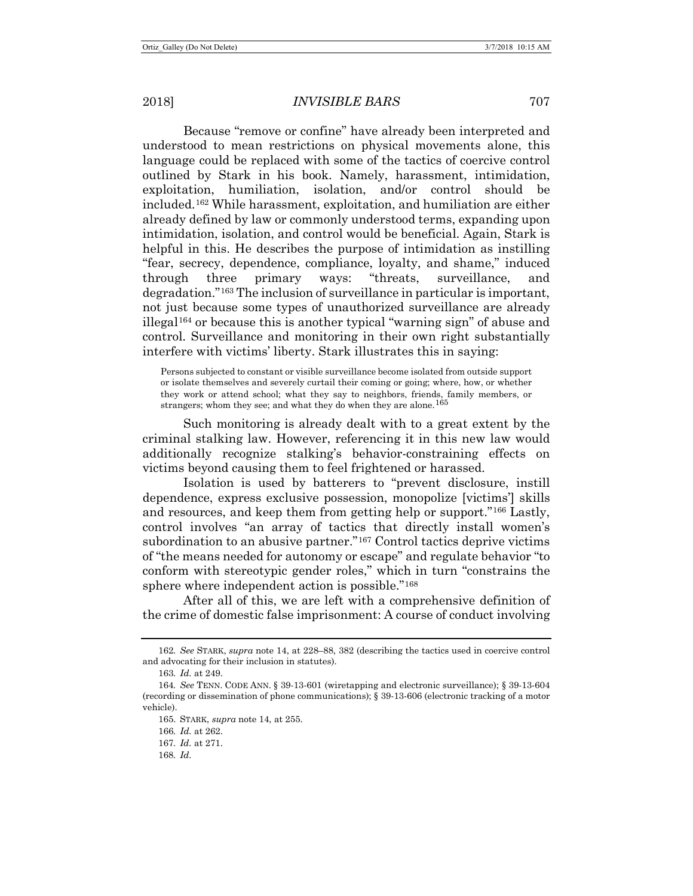Because "remove or confine" have already been interpreted and understood to mean restrictions on physical movements alone, this language could be replaced with some of the tactics of coercive control outlined by Stark in his book. Namely, harassment, intimidation, exploitation, humiliation, isolation, and/or control should be included.[162] While harassment, exploitation, and humiliation are either already defined by law or commonly understood terms, expanding upon intimidation, isolation, and control would be beneficial. Again, Stark is helpful in this. He describes the purpose of intimidation as instilling "fear, secrecy, dependence, compliance, loyalty, and shame," induced through three primary ways: "threats, surveillance, and degradation."[163] The inclusion of surveillance in particular is important, not just because some types of unauthorized surveillance are already illegal[164] or because this is another typical "warning sign" of abuse and control. Surveillance and monitoring in their own right substantially interfere with victims' liberty. Stark illustrates this in saying:

> Persons subjected to constant or visible surveillance become isolated from outside support or isolate themselves and severely curtail their coming or going; where, how, or whether they work or attend school; what they say to neighbors, friends, family members, or strangers; whom they see; and what they do when they are alone.[165]

Such monitoring is already dealt with to a great extent by the criminal stalking law. However, referencing it in this new law would additionally recognize stalking's behavior-constraining effects on victims beyond causing them to feel frightened or harassed.

Isolation is used by batterers to "prevent disclosure, instill dependence, express exclusive possession, monopolize [victims'] skills and resources, and keep them from getting help or support."[166] Lastly, control involves "an array of tactics that directly install women's subordination to an abusive partner."[167] Control tactics deprive victims of "the means needed for autonomy or escape" and regulate behavior "to conform with stereotypic gender roles," which in turn "constrains the sphere where independent action is possible."[168]

After all of this, we are left with a comprehensive definition of the crime of domestic false imprisonment: A course of conduct involving

---

162. *See* STARK, *supra* note 14, at 228–88, 382 (describing the tactics used in coercive control and advocating for their inclusion in statutes).

163. *Id.* at 249.

164. *See* TENN. CODE ANN. § 39-13-601 (wiretapping and electronic surveillance); § 39-13-604 (recording or dissemination of phone communications); § 39-13-606 (electronic tracking of a motor vehicle).

165. STARK, *supra* note 14, at 255.

166. *Id.* at 262.

167. *Id.* at 271.

168. *Id.*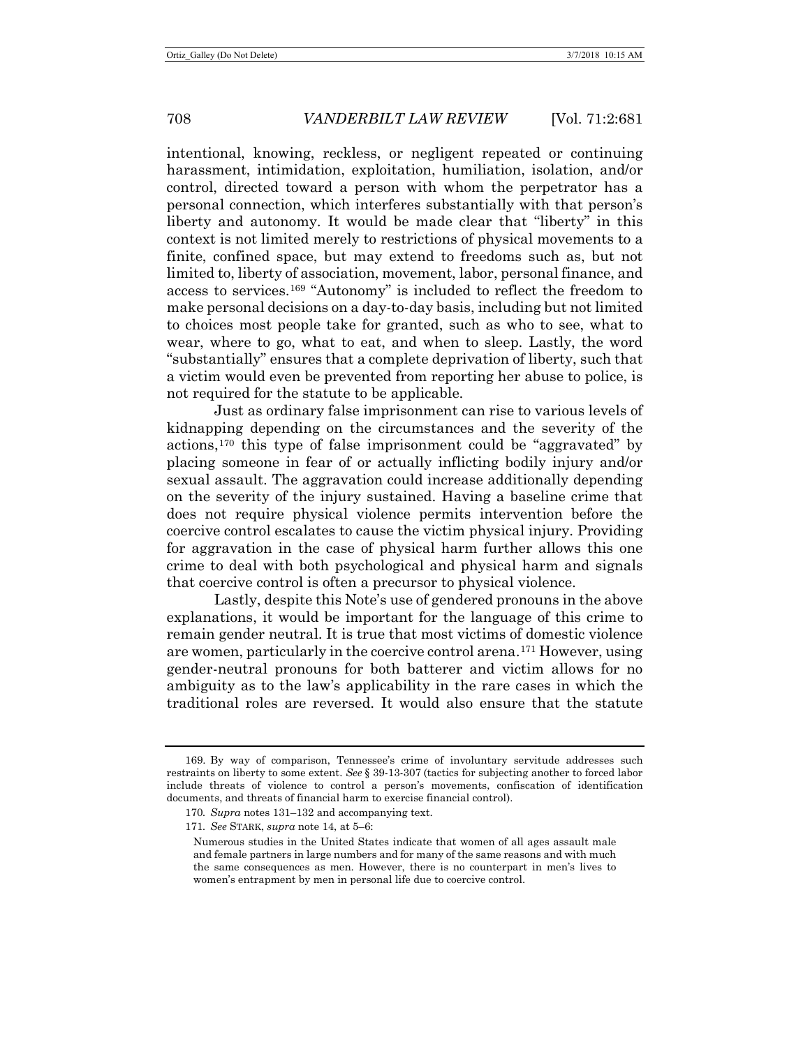intentional, knowing, reckless, or negligent repeated or continuing harassment, intimidation, exploitation, humiliation, isolation, and/or control, directed toward a person with whom the perpetrator has a personal connection, which interferes substantially with that person's liberty and autonomy. It would be made clear that "liberty" in this context is not limited merely to restrictions of physical movements to a finite, confined space, but may extend to freedoms such as, but not limited to, liberty of association, movement, labor, personal finance, and access to services.[169] "Autonomy" is included to reflect the freedom to make personal decisions on a day-to-day basis, including but not limited to choices most people take for granted, such as who to see, what to wear, where to go, what to eat, and when to sleep. Lastly, the word "substantially" ensures that a complete deprivation of liberty, such that a victim would even be prevented from reporting her abuse to police, is not required for the statute to be applicable.

Just as ordinary false imprisonment can rise to various levels of kidnapping depending on the circumstances and the severity of the actions,[170] this type of false imprisonment could be "aggravated" by placing someone in fear of or actually inflicting bodily injury and/or sexual assault. The aggravation could increase additionally depending on the severity of the injury sustained. Having a baseline crime that does not require physical violence permits intervention before the coercive control escalates to cause the victim physical injury. Providing for aggravation in the case of physical harm further allows this one crime to deal with both psychological and physical harm and signals that coercive control is often a precursor to physical violence.

Lastly, despite this Note's use of gendered pronouns in the above explanations, it would be important for the language of this crime to remain gender neutral. It is true that most victims of domestic violence are women, particularly in the coercive control arena.[171] However, using gender-neutral pronouns for both batterer and victim allows for no ambiguity as to the law's applicability in the rare cases in which the traditional roles are reversed. It would also ensure that the statute

---

169. By way of comparison, Tennessee's crime of involuntary servitude addresses such restraints on liberty to some extent. *See* § 39-13-307 (tactics for subjecting another to forced labor include threats of violence to control a person's movements, confiscation of identification documents, and threats of financial harm to exercise financial control).

170. *Supra* notes 131–132 and accompanying text.

171. *See* STARK, *supra* note 14, at 5–6:

> Numerous studies in the United States indicate that women of all ages assault male and female partners in large numbers and for many of the same reasons and with much the same consequences as men. However, there is no counterpart in men's lives to women's entrapment by men in personal life due to coercive control.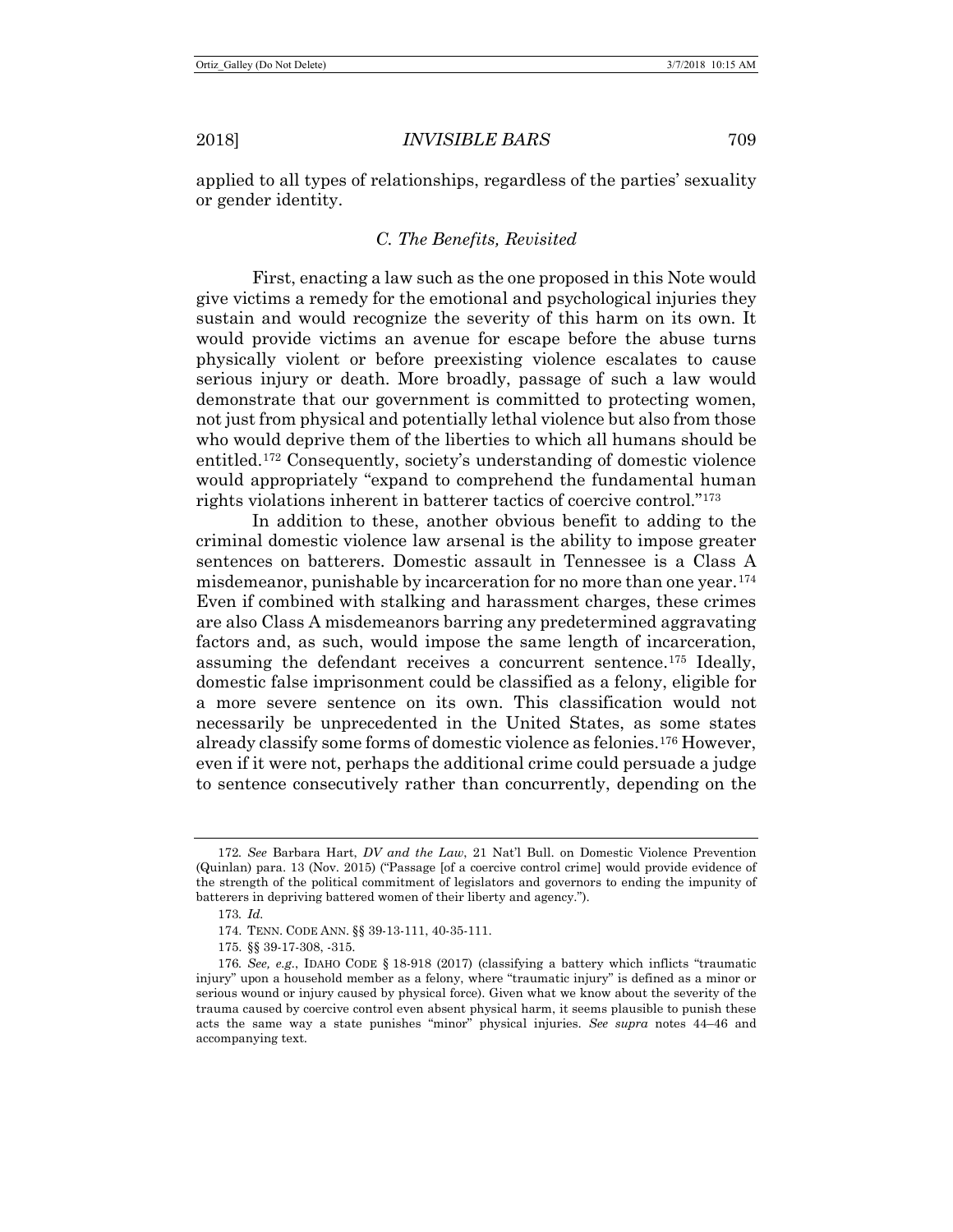applied to all types of relationships, regardless of the parties' sexuality or gender identity.

### *C. The Benefits, Revisited*

First, enacting a law such as the one proposed in this Note would give victims a remedy for the emotional and psychological injuries they sustain and would recognize the severity of this harm on its own. It would provide victims an avenue for escape before the abuse turns physically violent or before preexisting violence escalates to cause serious injury or death. More broadly, passage of such a law would demonstrate that our government is committed to protecting women, not just from physical and potentially lethal violence but also from those who would deprive them of the liberties to which all humans should be entitled.[172] Consequently, society's understanding of domestic violence would appropriately "expand to comprehend the fundamental human rights violations inherent in batterer tactics of coercive control."[173]

In addition to these, another obvious benefit to adding to the criminal domestic violence law arsenal is the ability to impose greater sentences on batterers. Domestic assault in Tennessee is a Class A misdemeanor, punishable by incarceration for no more than one year.[174] Even if combined with stalking and harassment charges, these crimes are also Class A misdemeanors barring any predetermined aggravating factors and, as such, would impose the same length of incarceration, assuming the defendant receives a concurrent sentence.[175] Ideally, domestic false imprisonment could be classified as a felony, eligible for a more severe sentence on its own. This classification would not necessarily be unprecedented in the United States, as some states already classify some forms of domestic violence as felonies.[176] However, even if it were not, perhaps the additional crime could persuade a judge to sentence consecutively rather than concurrently, depending on the

---

172. *See* Barbara Hart, *DV and the Law*, 21 Nat'l Bull. on Domestic Violence Prevention (Quinlan) para. 13 (Nov. 2015) ("Passage [of a coercive control crime] would provide evidence of the strength of the political commitment of legislators and governors to ending the impunity of batterers in depriving battered women of their liberty and agency.").

173. *Id.*

174. TENN. CODE ANN. §§ 39-13-111, 40-35-111.

175. §§ 39-17-308, -315.

176. *See, e.g.*, IDAHO CODE § 18-918 (2017) (classifying a battery which inflicts "traumatic injury" upon a household member as a felony, where "traumatic injury" is defined as a minor or serious wound or injury caused by physical force). Given what we know about the severity of the trauma caused by coercive control even absent physical harm, it seems plausible to punish these acts the same way a state punishes "minor" physical injuries. *See supra* notes 44–46 and accompanying text.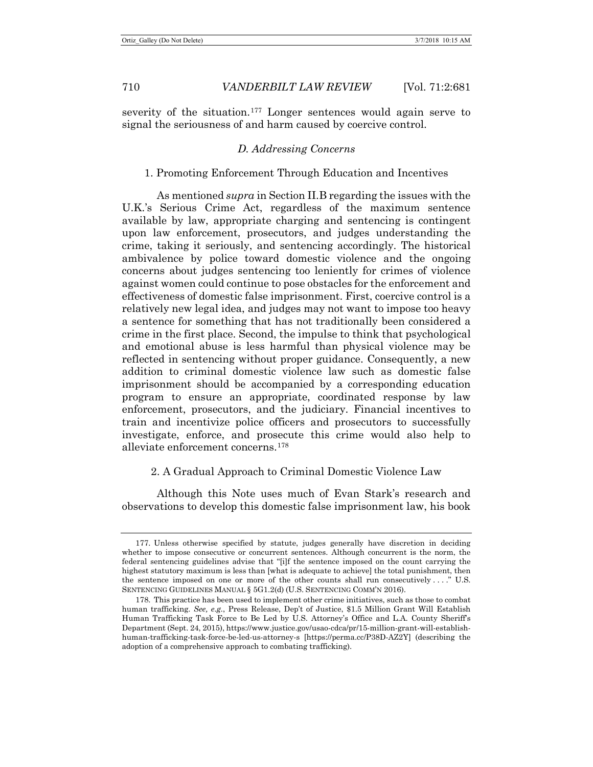severity of the situation.[177] Longer sentences would again serve to signal the seriousness of and harm caused by coercive control.

### *D. Addressing Concerns*

#### 1. Promoting Enforcement Through Education and Incentives

As mentioned *supra* in Section II.B regarding the issues with the U.K.'s Serious Crime Act, regardless of the maximum sentence available by law, appropriate charging and sentencing is contingent upon law enforcement, prosecutors, and judges understanding the crime, taking it seriously, and sentencing accordingly. The historical ambivalence by police toward domestic violence and the ongoing concerns about judges sentencing too leniently for crimes of violence against women could continue to pose obstacles for the enforcement and effectiveness of domestic false imprisonment. First, coercive control is a relatively new legal idea, and judges may not want to impose too heavy a sentence for something that has not traditionally been considered a crime in the first place. Second, the impulse to think that psychological and emotional abuse is less harmful than physical violence may be reflected in sentencing without proper guidance. Consequently, a new addition to criminal domestic violence law such as domestic false imprisonment should be accompanied by a corresponding education program to ensure an appropriate, coordinated response by law enforcement, prosecutors, and the judiciary. Financial incentives to train and incentivize police officers and prosecutors to successfully investigate, enforce, and prosecute this crime would also help to alleviate enforcement concerns.[178]

#### 2. A Gradual Approach to Criminal Domestic Violence Law

Although this Note uses much of Evan Stark's research and observations to develop this domestic false imprisonment law, his book

---

177. Unless otherwise specified by statute, judges generally have discretion in deciding whether to impose consecutive or concurrent sentences. Although concurrent is the norm, the federal sentencing guidelines advise that "[i]f the sentence imposed on the count carrying the highest statutory maximum is less than [what is adequate to achieve] the total punishment, then the sentence imposed on one or more of the other counts shall run consecutively . . . ." U.S. SENTENCING GUIDELINES MANUAL § 5G1.2(d) (U.S. SENTENCING COMM'N 2016).

178. This practice has been used to implement other crime initiatives, such as those to combat human trafficking. *See, e.g.*, Press Release, Dep't of Justice, $1.5 Million Grant Will Establish Human Trafficking Task Force to Be Led by U.S. Attorney's Office and L.A. County Sheriff's Department (Sept. 24, 2015), https://www.justice.gov/usao-cdca/pr/15-million-grant-will-establish-human-trafficking-task-force-be-led-us-attorney-s [https://perma.cc/P38D-AZ2Y] (describing the adoption of a comprehensive approach to combating trafficking).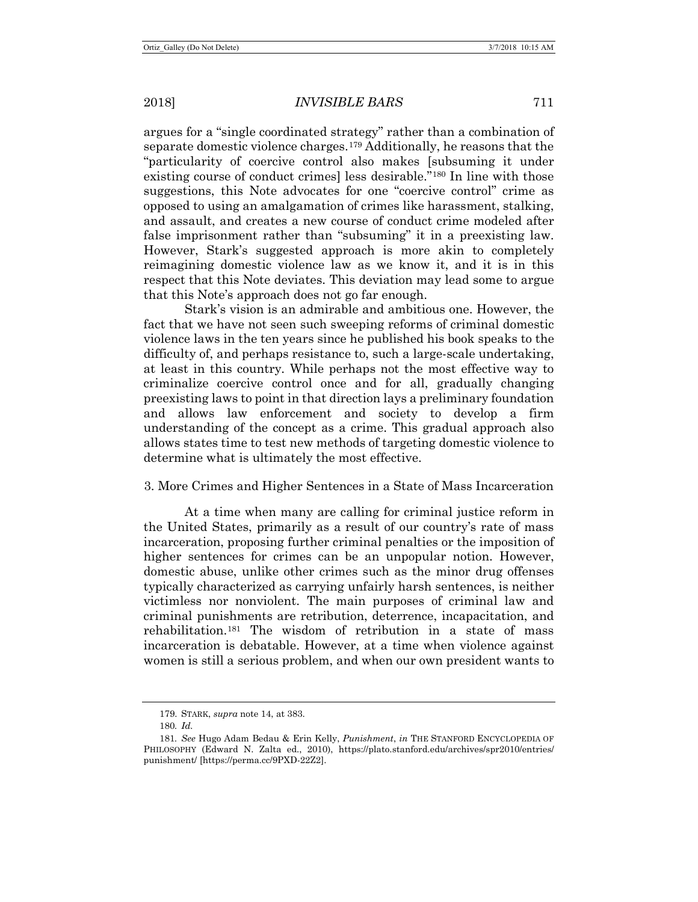argues for a "single coordinated strategy" rather than a combination of separate domestic violence charges.[179] Additionally, he reasons that the "particularity of coercive control also makes [subsuming it under existing course of conduct crimes] less desirable."[180] In line with those suggestions, this Note advocates for one "coercive control" crime as opposed to using an amalgamation of crimes like harassment, stalking, and assault, and creates a new course of conduct crime modeled after false imprisonment rather than "subsuming" it in a preexisting law. However, Stark's suggested approach is more akin to completely reimagining domestic violence law as we know it, and it is in this respect that this Note deviates. This deviation may lead some to argue that this Note's approach does not go far enough.

Stark's vision is an admirable and ambitious one. However, the fact that we have not seen such sweeping reforms of criminal domestic violence laws in the ten years since he published his book speaks to the difficulty of, and perhaps resistance to, such a large-scale undertaking, at least in this country. While perhaps not the most effective way to criminalize coercive control once and for all, gradually changing preexisting laws to point in that direction lays a preliminary foundation and allows law enforcement and society to develop a firm understanding of the concept as a crime. This gradual approach also allows states time to test new methods of targeting domestic violence to determine what is ultimately the most effective.

### 3. More Crimes and Higher Sentences in a State of Mass Incarceration

At a time when many are calling for criminal justice reform in the United States, primarily as a result of our country's rate of mass incarceration, proposing further criminal penalties or the imposition of higher sentences for crimes can be an unpopular notion. However, domestic abuse, unlike other crimes such as the minor drug offenses typically characterized as carrying unfairly harsh sentences, is neither victimless nor nonviolent. The main purposes of criminal law and criminal punishments are retribution, deterrence, incapacitation, and rehabilitation.[181] The wisdom of retribution in a state of mass incarceration is debatable. However, at a time when violence against women is still a serious problem, and when our own president wants to

---

179. STARK, *supra* note 14, at 383.

180. *Id.*

181. *See* Hugo Adam Bedau & Erin Kelly, *Punishment*, *in* THE STANFORD ENCYCLOPEDIA OF PHILOSOPHY (Edward N. Zalta ed., 2010), https://plato.stanford.edu/archives/spr2010/entries/punishment/ [https://perma.cc/9PXD-22Z2].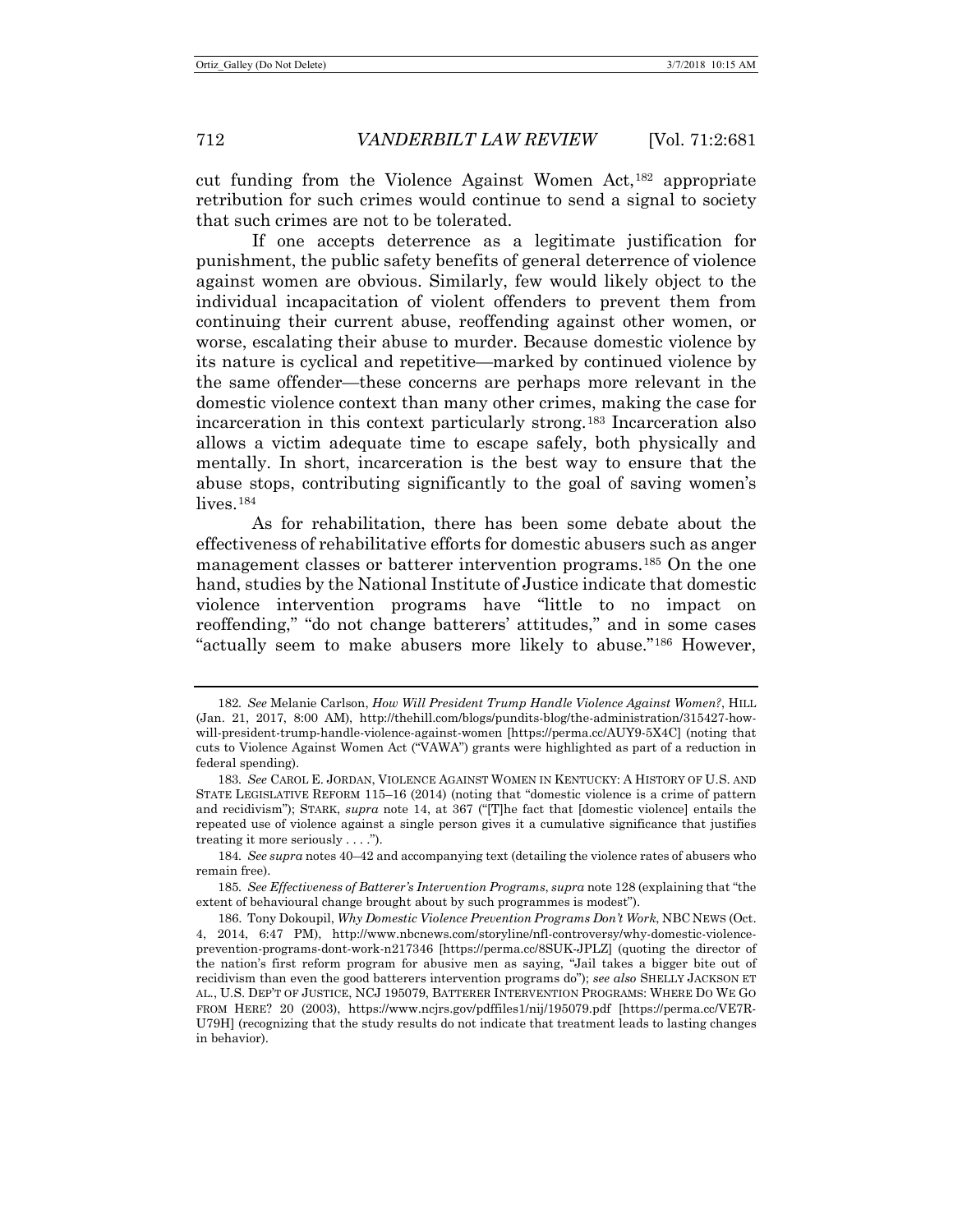cut funding from the Violence Against Women Act,[182] appropriate retribution for such crimes would continue to send a signal to society that such crimes are not to be tolerated.

If one accepts deterrence as a legitimate justification for punishment, the public safety benefits of general deterrence of violence against women are obvious. Similarly, few would likely object to the individual incapacitation of violent offenders to prevent them from continuing their current abuse, reoffending against other women, or worse, escalating their abuse to murder. Because domestic violence by its nature is cyclical and repetitive—marked by continued violence by the same offender—these concerns are perhaps more relevant in the domestic violence context than many other crimes, making the case for incarceration in this context particularly strong.[183] Incarceration also allows a victim adequate time to escape safely, both physically and mentally. In short, incarceration is the best way to ensure that the abuse stops, contributing significantly to the goal of saving women's lives.[184]

As for rehabilitation, there has been some debate about the effectiveness of rehabilitative efforts for domestic abusers such as anger management classes or batterer intervention programs.[185] On the one hand, studies by the National Institute of Justice indicate that domestic violence intervention programs have "little to no impact on reoffending," "do not change batterers' attitudes," and in some cases "actually seem to make abusers more likely to abuse."[186] However,

---

182. *See* Melanie Carlson, *How Will President Trump Handle Violence Against Women?*, HILL (Jan. 21, 2017, 8:00 AM), http://thehill.com/blogs/pundits-blog/the-administration/315427-how-will-president-trump-handle-violence-against-women [https://perma.cc/AUY9-5X4C] (noting that cuts to Violence Against Women Act ("VAWA") grants were highlighted as part of a reduction in federal spending).

183. *See* CAROL E. JORDAN, VIOLENCE AGAINST WOMEN IN KENTUCKY: A HISTORY OF U.S. AND STATE LEGISLATIVE REFORM 115–16 (2014) (noting that "domestic violence is a crime of pattern and recidivism"); STARK, *supra* note 14, at 367 ("[T]he fact that [domestic violence] entails the repeated use of violence against a single person gives it a cumulative significance that justifies treating it more seriously . . . .").

184. *See supra* notes 40–42 and accompanying text (detailing the violence rates of abusers who remain free).

185. *See Effectiveness of Batterer's Intervention Programs*, *supra* note 128 (explaining that "the extent of behavioural change brought about by such programmes is modest").

186. Tony Dokoupil, *Why Domestic Violence Prevention Programs Don't Work*, NBC NEWS (Oct. 4, 2014, 6:47 PM), http://www.nbcnews.com/storyline/nfl-controversy/why-domestic-violence-prevention-programs-dont-work-n217346 [https://perma.cc/8SUK-JPLZ] (quoting the director of the nation's first reform program for abusive men as saying, "Jail takes a bigger bite out of recidivism than even the good batterers intervention programs do"); *see also* SHELLY JACKSON ET AL., U.S. DEP'T OF JUSTICE, NCJ 195079, BATTERER INTERVENTION PROGRAMS: WHERE DO WE GO FROM HERE? 20 (2003), https://www.ncjrs.gov/pdffiles1/nij/195079.pdf [https://perma.cc/VE7R-U79H] (recognizing that the study results do not indicate that treatment leads to lasting changes in behavior).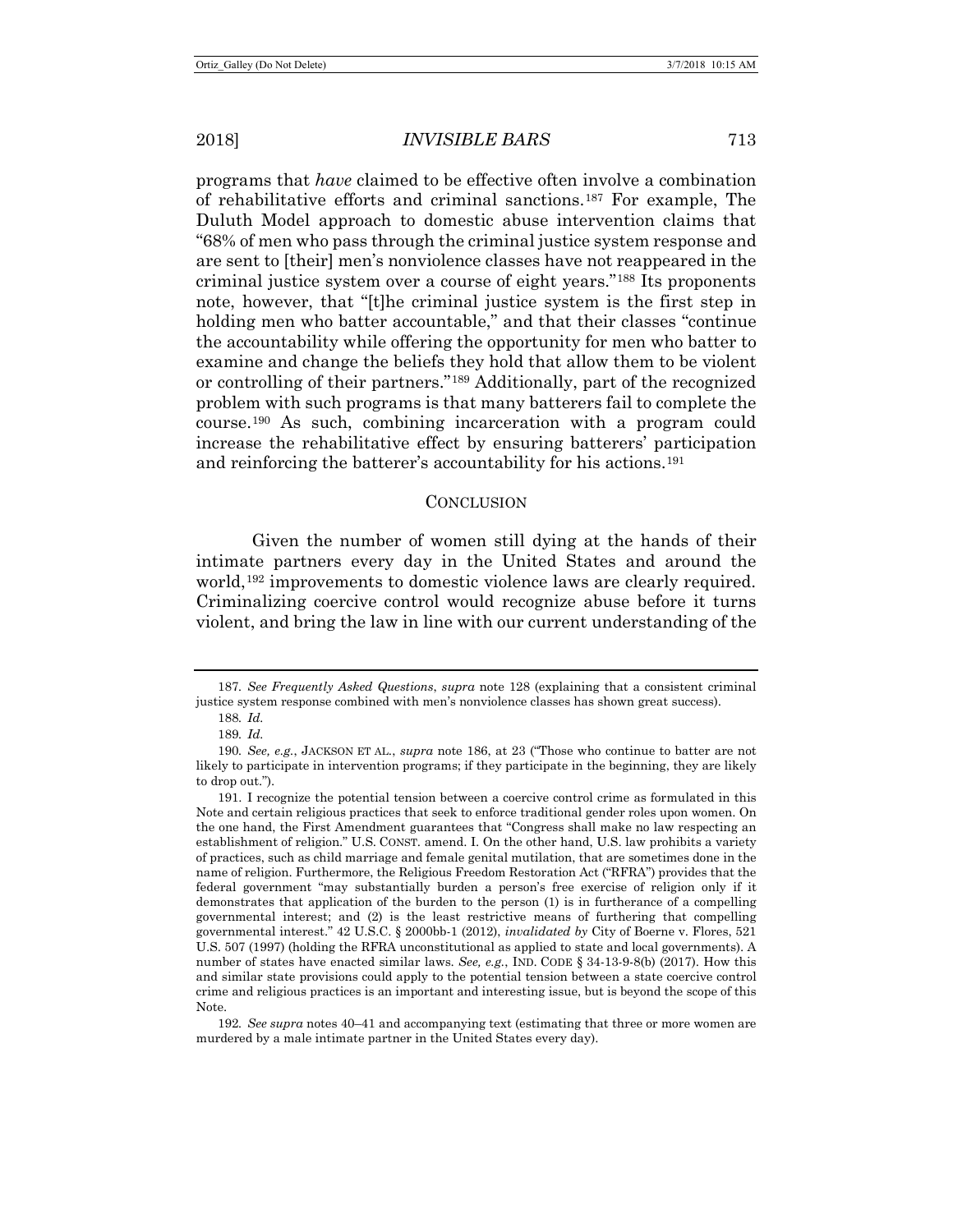programs that *have* claimed to be effective often involve a combination of rehabilitative efforts and criminal sanctions.[187] For example, The Duluth Model approach to domestic abuse intervention claims that "68% of men who pass through the criminal justice system response and are sent to [their] men's nonviolence classes have not reappeared in the criminal justice system over a course of eight years."[188] Its proponents note, however, that "[t]he criminal justice system is the first step in holding men who batter accountable," and that their classes "continue the accountability while offering the opportunity for men who batter to examine and change the beliefs they hold that allow them to be violent or controlling of their partners."[189] Additionally, part of the recognized problem with such programs is that many batterers fail to complete the course.[190] As such, combining incarceration with a program could increase the rehabilitative effect by ensuring batterers' participation and reinforcing the batterer's accountability for his actions.[191]

## CONCLUSION

Given the number of women still dying at the hands of their intimate partners every day in the United States and around the world,[192] improvements to domestic violence laws are clearly required. Criminalizing coercive control would recognize abuse before it turns violent, and bring the law in line with our current understanding of the

---

187. *See Frequently Asked Questions*, *supra* note 128 (explaining that a consistent criminal justice system response combined with men's nonviolence classes has shown great success).

188. *Id.*

189. *Id.*

190. *See, e.g.*, JACKSON ET AL., *supra* note 186, at 23 ("Those who continue to batter are not likely to participate in intervention programs; if they participate in the beginning, they are likely to drop out.").

191. I recognize the potential tension between a coercive control crime as formulated in this Note and certain religious practices that seek to enforce traditional gender roles upon women. On the one hand, the First Amendment guarantees that "Congress shall make no law respecting an establishment of religion." U.S. CONST. amend. I. On the other hand, U.S. law prohibits a variety of practices, such as child marriage and female genital mutilation, that are sometimes done in the name of religion. Furthermore, the Religious Freedom Restoration Act ("RFRA") provides that the federal government "may substantially burden a person's free exercise of religion only if it demonstrates that application of the burden to the person (1) is in furtherance of a compelling governmental interest; and (2) is the least restrictive means of furthering that compelling governmental interest." 42 U.S.C. § 2000bb-1 (2012), *invalidated by* City of Boerne v. Flores, 521 U.S. 507 (1997) (holding the RFRA unconstitutional as applied to state and local governments). A number of states have enacted similar laws. *See, e.g.*, IND. CODE § 34-13-9-8(b) (2017). How this and similar state provisions could apply to the potential tension between a state coercive control crime and religious practices is an important and interesting issue, but is beyond the scope of this Note.

192. *See supra* notes 40–41 and accompanying text (estimating that three or more women are murdered by a male intimate partner in the United States every day).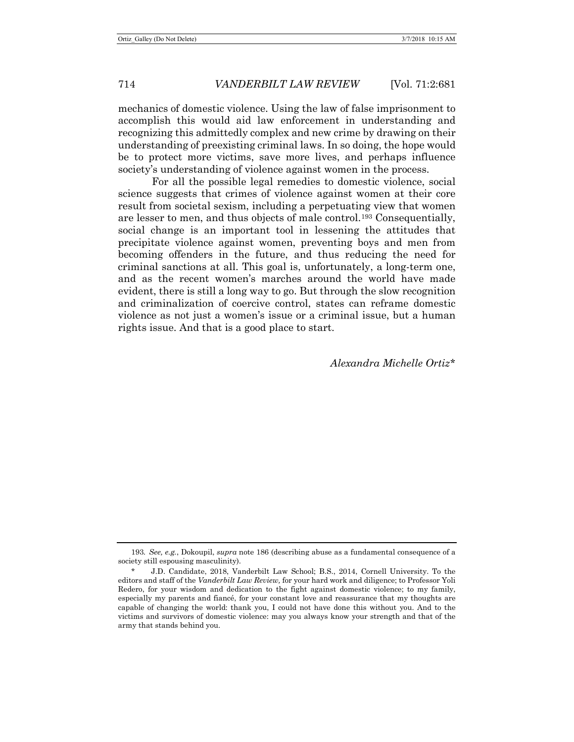mechanics of domestic violence. Using the law of false imprisonment to accomplish this would aid law enforcement in understanding and recognizing this admittedly complex and new crime by drawing on their understanding of preexisting criminal laws. In so doing, the hope would be to protect more victims, save more lives, and perhaps influence society's understanding of violence against women in the process.

For all the possible legal remedies to domestic violence, social science suggests that crimes of violence against women at their core result from societal sexism, including a perpetuating view that women are lesser to men, and thus objects of male control.[193] Consequentially, social change is an important tool in lessening the attitudes that precipitate violence against women, preventing boys and men from becoming offenders in the future, and thus reducing the need for criminal sanctions at all. This goal is, unfortunately, a long-term one, and as the recent women's marches around the world have made evident, there is still a long way to go. But through the slow recognition and criminalization of coercive control, states can reframe domestic violence as not just a women's issue or a criminal issue, but a human rights issue. And that is a good place to start.

*Alexandra Michelle Ortiz\**

---

193. *See, e.g.*, Dokoupil, *supra* note 186 (describing abuse as a fundamental consequence of a society still espousing masculinity).

\* J.D. Candidate, 2018, Vanderbilt Law School; B.S., 2014, Cornell University. To the editors and staff of the *Vanderbilt Law Review,* for your hard work and diligence; to Professor Yoli Redero, for your wisdom and dedication to the fight against domestic violence; to my family, especially my parents and fiancé, for your constant love and reassurance that my thoughts are capable of changing the world: thank you, I could not have done this without you. And to the victims and survivors of domestic violence: may you always know your strength and that of the army that stands behind you.